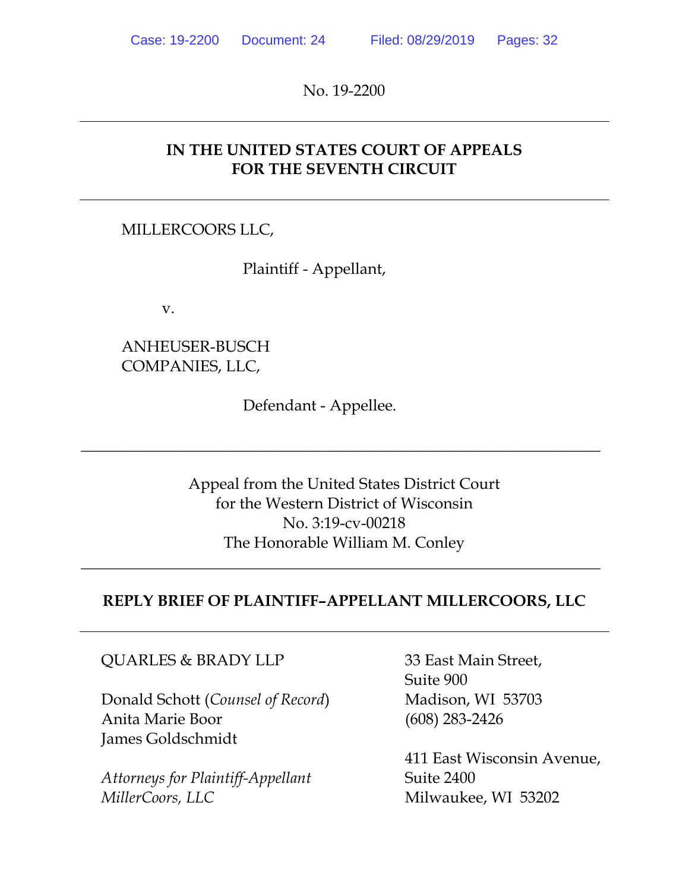No. 19-2200

---

**IN THE UNITED STATES COURT OF APPEALS**
**FOR THE SEVENTH CIRCUIT**

---

MILLERCOORS LLC,

Plaintiff - Appellant,

v.

ANHEUSER-BUSCH COMPANIES, LLC,

Defendant - Appellee.

---

Appeal from the United States District Court
for the Western District of Wisconsin
No. 3:19-cv-00218
The Honorable William M. Conley

---

**REPLY BRIEF OF PLAINTIFF–APPELLANT MILLERCOORS, LLC**

---

QUARLES & BRADY LLP

Donald Schott (*Counsel of Record*)
Anita Marie Boor
James Goldschmidt

*Attorneys for Plaintiff-Appellant MillerCoors, LLC*

33 East Main Street,
Suite 900
Madison, WI 53703
(608) 283-2426

411 East Wisconsin Avenue,
Suite 2400
Milwaukee, WI 53202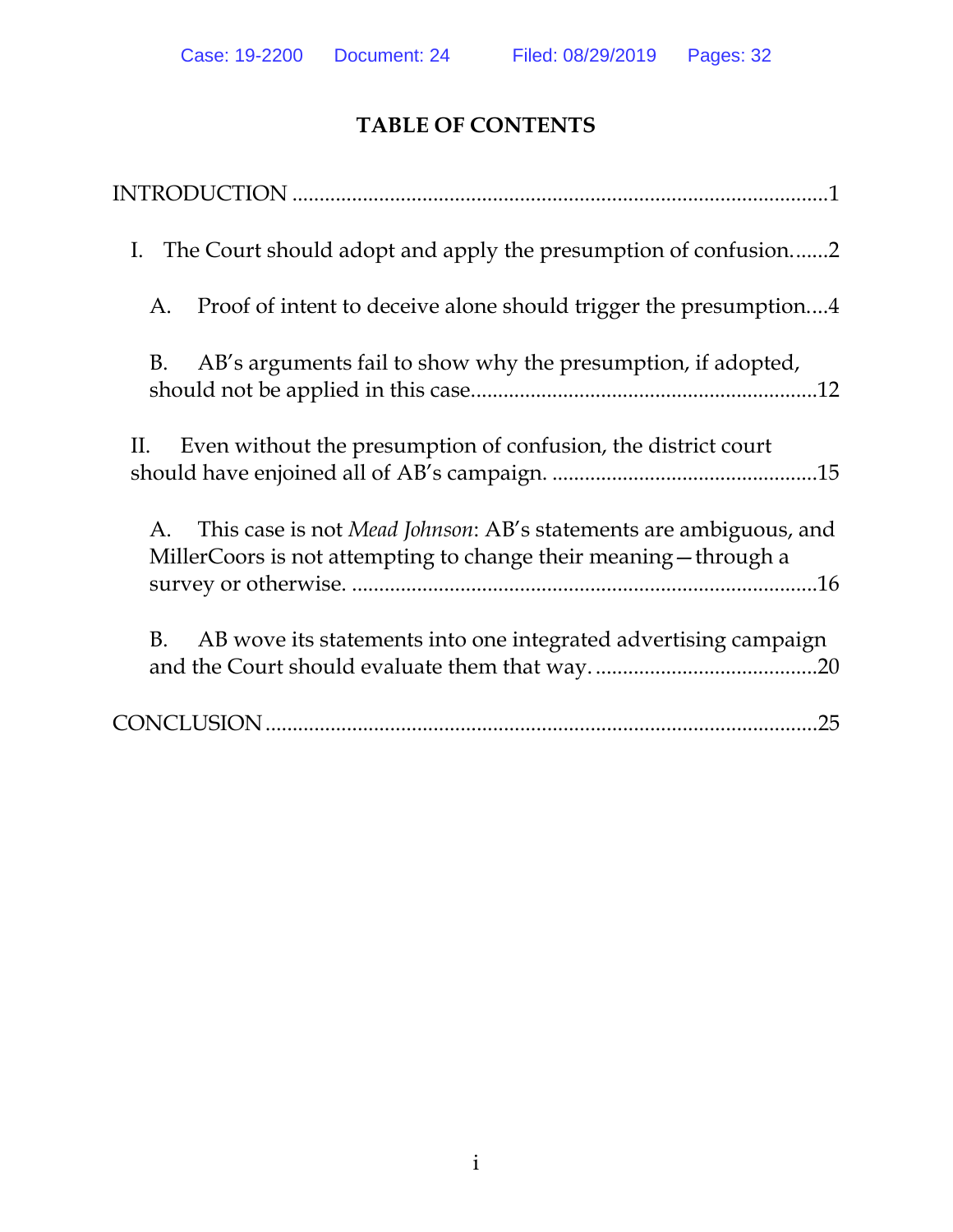## TABLE OF CONTENTS

INTRODUCTION ....................................................................................................1

I. The Court should adopt and apply the presumption of confusion.......2

A. Proof of intent to deceive alone should trigger the presumption....4

B. AB's arguments fail to show why the presumption, if adopted, should not be applied in this case...............................................................12

II. Even without the presumption of confusion, the district court should have enjoined all of AB's campaign. ................................................15

A. This case is not *Mead Johnson*: AB's statements are ambiguous, and MillerCoors is not attempting to change their meaning—through a survey or otherwise. ....................................................................................16

B. AB wove its statements into one integrated advertising campaign and the Court should evaluate them that way. .........................................20

CONCLUSION ......................................................................................................25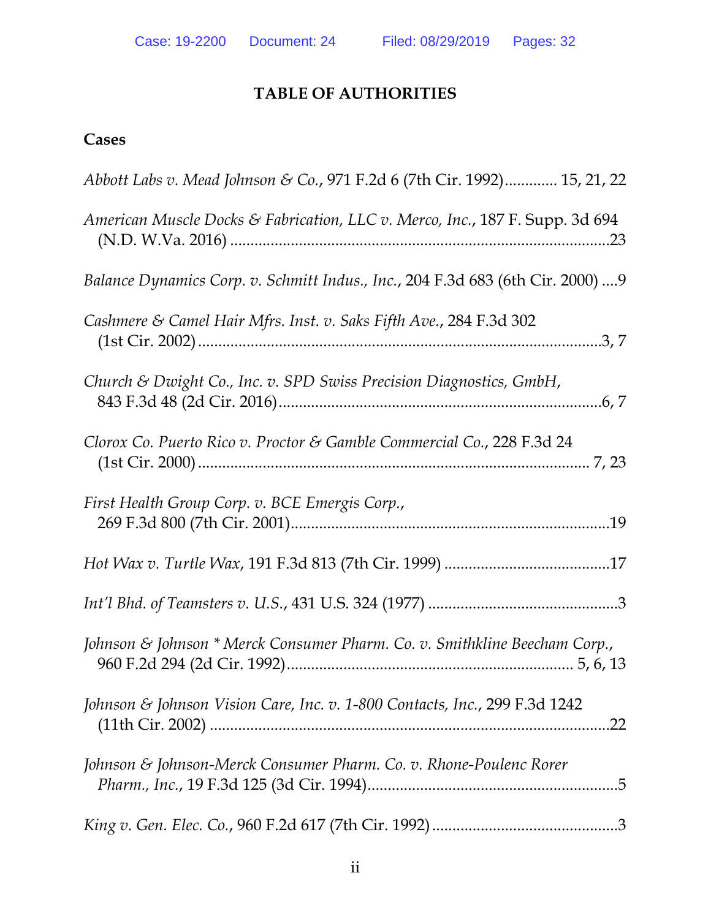## TABLE OF AUTHORITIES

### Cases

*Abbott Labs v. Mead Johnson & Co.*, 971 F.2d 6 (7th Cir. 1992)............. 15, 21, 22

*American Muscle Docks & Fabrication, LLC v. Merco, Inc.*, 187 F. Supp. 3d 694 (N.D. W.Va. 2016) ..........................................................................................23

*Balance Dynamics Corp. v. Schmitt Indus., Inc.*, 204 F.3d 683 (6th Cir. 2000) ....9

*Cashmere & Camel Hair Mfrs. Inst. v. Saks Fifth Ave.*, 284 F.3d 302 (1st Cir. 2002) ...................................................................................................3, 7

*Church & Dwight Co., Inc. v. SPD Swiss Precision Diagnostics, GmbH*, 843 F.3d 48 (2d Cir. 2016)..............................................................................6, 7

*Clorox Co. Puerto Rico v. Proctor & Gamble Commercial Co.*, 228 F.3d 24 (1st Cir. 2000) .................................................................................................. 7, 23

*First Health Group Corp. v. BCE Emergis Corp.*, 269 F.3d 800 (7th Cir. 2001)............................................................................19

*Hot Wax v. Turtle Wax*, 191 F.3d 813 (7th Cir. 1999) ........................................17

*Int'l Bhd. of Teamsters v. U.S.*, 431 U.S. 324 (1977) ..............................................3

*Johnson & Johnson * Merck Consumer Pharm. Co. v. Smithkline Beecham Corp.*, 960 F.2d 294 (2d Cir. 1992)..................................................................... 5, 6, 13

*Johnson & Johnson Vision Care, Inc. v. 1-800 Contacts, Inc.*, 299 F.3d 1242 (11th Cir. 2002) ..................................................................................................22

*Johnson & Johnson-Merck Consumer Pharm. Co. v. Rhone-Poulenc Rorer Pharm., Inc.*, 19 F.3d 125 (3d Cir. 1994).............................................................5

*King v. Gen. Elec. Co.*, 960 F.2d 617 (7th Cir. 1992).............................................3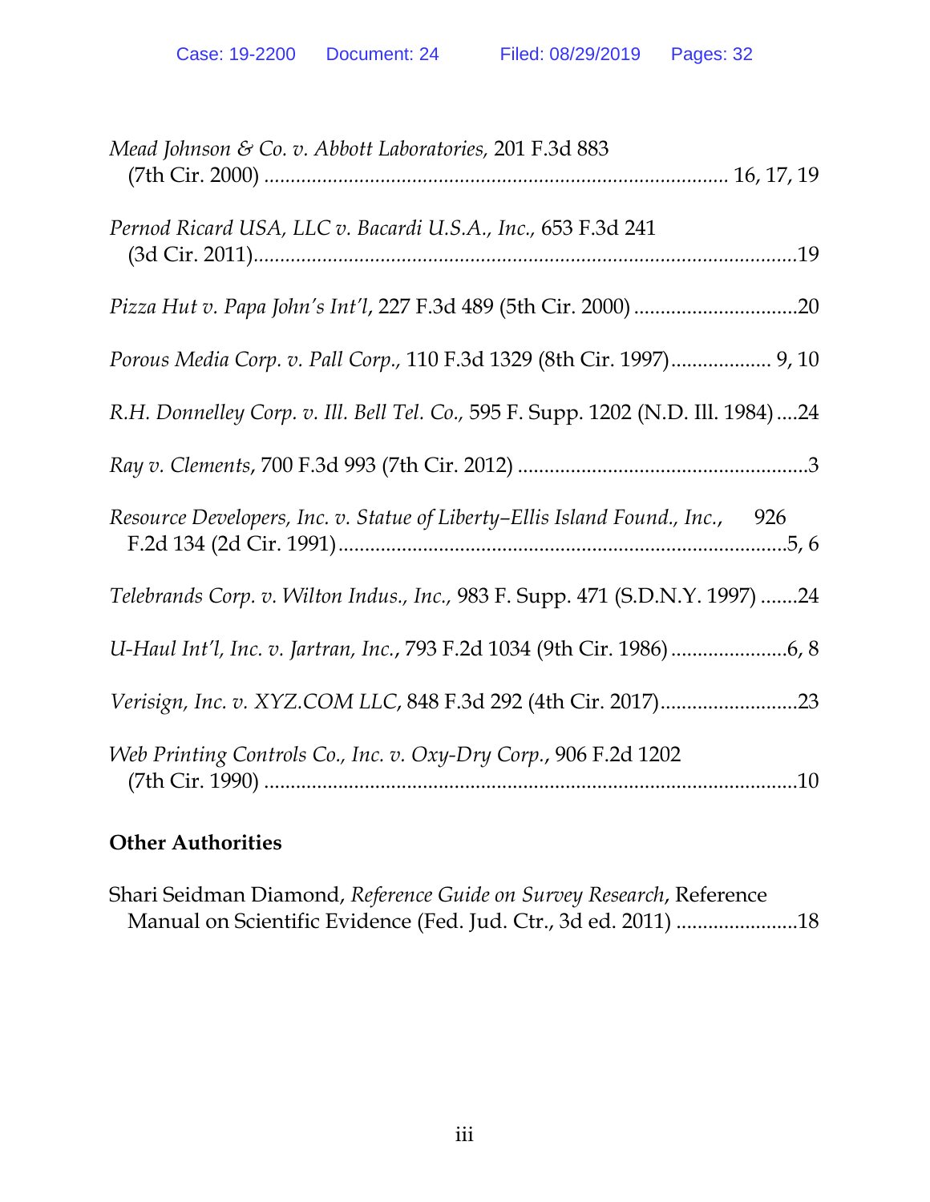*Mead Johnson & Co. v. Abbott Laboratories,* 201 F.3d 883 (7th Cir. 2000) ........................................................................................ 16, 17, 19

*Pernod Ricard USA, LLC v. Bacardi U.S.A., Inc.,* 653 F.3d 241 (3d Cir. 2011)........................................................................................19

*Pizza Hut v. Papa John's Int'l*, 227 F.3d 489 (5th Cir. 2000) ...............................20

*Porous Media Corp. v. Pall Corp.,* 110 F.3d 1329 (8th Cir. 1997)................... 9, 10

*R.H. Donnelley Corp. v. Ill. Bell Tel. Co.,* 595 F. Supp. 1202 (N.D. Ill. 1984) ....24

*Ray v. Clements*, 700 F.3d 993 (7th Cir. 2012) .......................................................3

*Resource Developers, Inc. v. Statue of Liberty–Ellis Island Found., Inc.,* 926 F.2d 134 (2d Cir. 1991)......................................................................................5, 6

*Telebrands Corp. v. Wilton Indus., Inc.,* 983 F. Supp. 471 (S.D.N.Y. 1997) .......24

*U-Haul Int'l, Inc. v. Jartran, Inc.*, 793 F.2d 1034 (9th Cir. 1986) ......................6, 8

*Verisign, Inc. v. XYZ.COM LLC*, 848 F.3d 292 (4th Cir. 2017)..........................23

*Web Printing Controls Co., Inc. v. Oxy-Dry Corp.*, 906 F.2d 1202 (7th Cir. 1990) ......................................................................................................10

**Other Authorities**

Shari Seidman Diamond, *Reference Guide on Survey Research*, Reference Manual on Scientific Evidence (Fed. Jud. Ctr., 3d ed. 2011) .......................18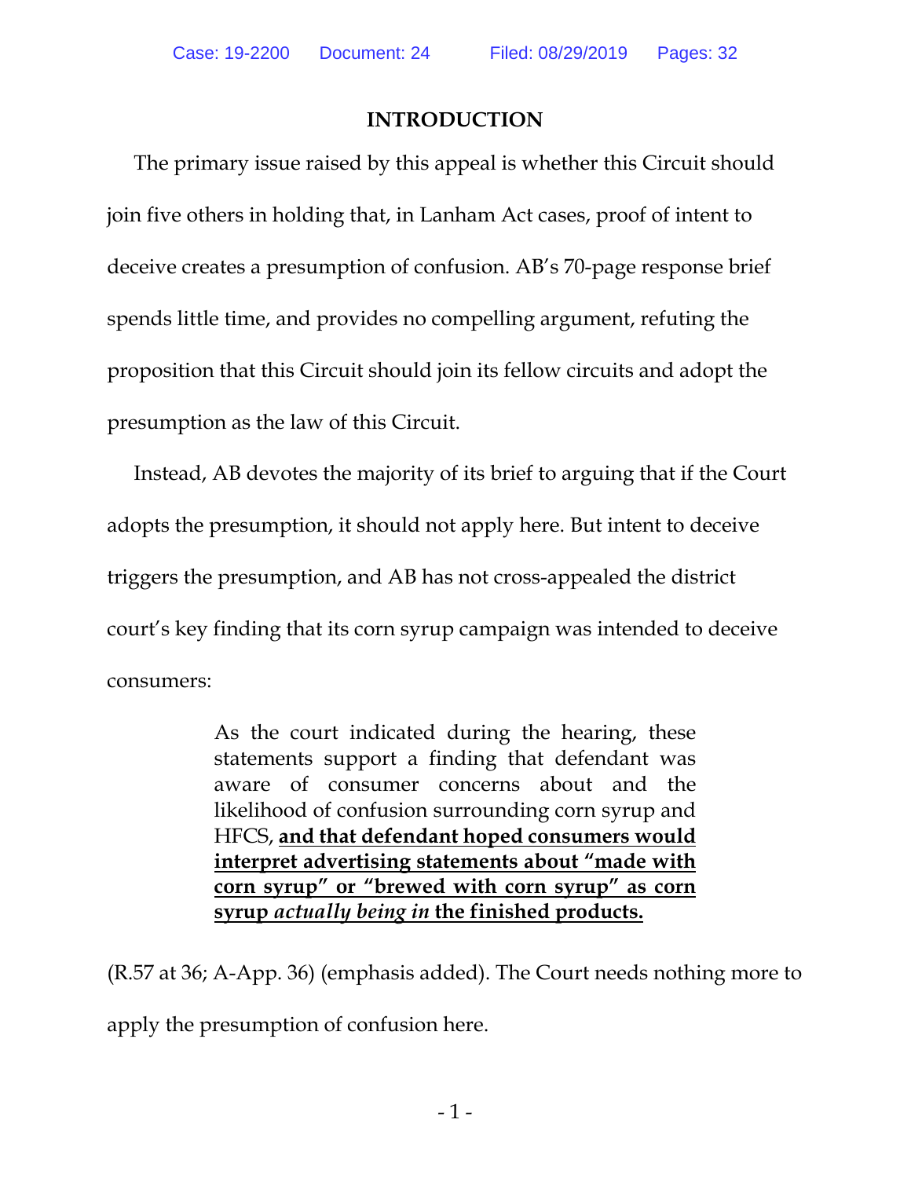## INTRODUCTION

The primary issue raised by this appeal is whether this Circuit should join five others in holding that, in Lanham Act cases, proof of intent to deceive creates a presumption of confusion. AB's 70-page response brief spends little time, and provides no compelling argument, refuting the proposition that this Circuit should join its fellow circuits and adopt the presumption as the law of this Circuit.

Instead, AB devotes the majority of its brief to arguing that if the Court adopts the presumption, it should not apply here. But intent to deceive triggers the presumption, and AB has not cross-appealed the district court's key finding that its corn syrup campaign was intended to deceive consumers:

> As the court indicated during the hearing, these statements support a finding that defendant was aware of consumer concerns about and the likelihood of confusion surrounding corn syrup and HFCS, **and that defendant hoped consumers would interpret advertising statements about "made with corn syrup" or "brewed with corn syrup" as corn syrup *actually being in* the finished products.**

(R.57 at 36; A-App. 36) (emphasis added). The Court needs nothing more to apply the presumption of confusion here.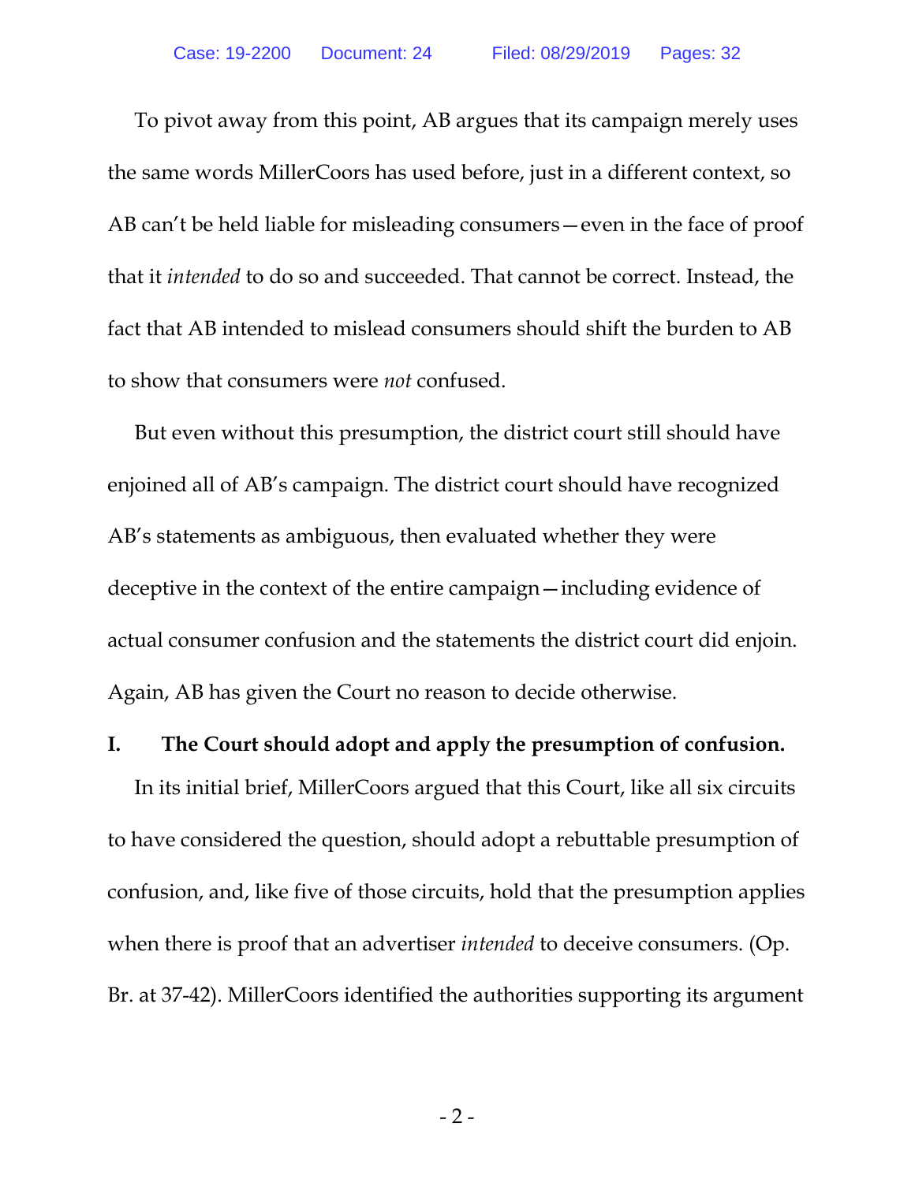To pivot away from this point, AB argues that its campaign merely uses the same words MillerCoors has used before, just in a different context, so AB can't be held liable for misleading consumers—even in the face of proof that it *intended* to do so and succeeded. That cannot be correct. Instead, the fact that AB intended to mislead consumers should shift the burden to AB to show that consumers were *not* confused.

But even without this presumption, the district court still should have enjoined all of AB's campaign. The district court should have recognized AB's statements as ambiguous, then evaluated whether they were deceptive in the context of the entire campaign—including evidence of actual consumer confusion and the statements the district court did enjoin. Again, AB has given the Court no reason to decide otherwise.

## I. The Court should adopt and apply the presumption of confusion.

In its initial brief, MillerCoors argued that this Court, like all six circuits to have considered the question, should adopt a rebuttable presumption of confusion, and, like five of those circuits, hold that the presumption applies when there is proof that an advertiser *intended* to deceive consumers. (Op. Br. at 37-42). MillerCoors identified the authorities supporting its argument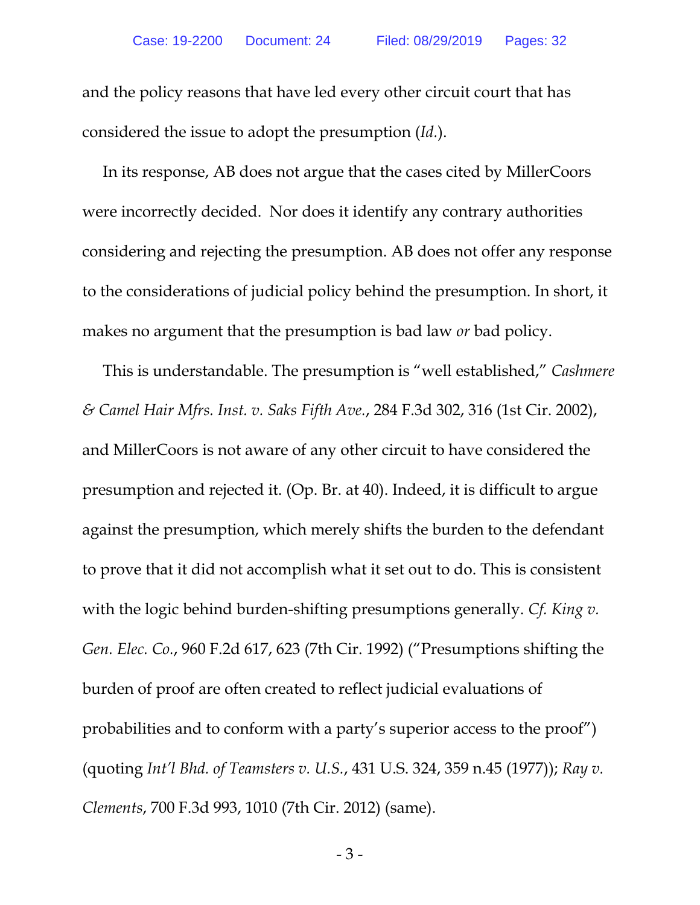and the policy reasons that have led every other circuit court that has considered the issue to adopt the presumption (*Id.*).

In its response, AB does not argue that the cases cited by MillerCoors were incorrectly decided. Nor does it identify any contrary authorities considering and rejecting the presumption. AB does not offer any response to the considerations of judicial policy behind the presumption. In short, it makes no argument that the presumption is bad law *or* bad policy.

This is understandable. The presumption is "well established," *Cashmere & Camel Hair Mfrs. Inst. v. Saks Fifth Ave.*, 284 F.3d 302, 316 (1st Cir. 2002), and MillerCoors is not aware of any other circuit to have considered the presumption and rejected it. (Op. Br. at 40). Indeed, it is difficult to argue against the presumption, which merely shifts the burden to the defendant to prove that it did not accomplish what it set out to do. This is consistent with the logic behind burden-shifting presumptions generally. *Cf. King v. Gen. Elec. Co.*, 960 F.2d 617, 623 (7th Cir. 1992) ("Presumptions shifting the burden of proof are often created to reflect judicial evaluations of probabilities and to conform with a party's superior access to the proof") (quoting *Int'l Bhd. of Teamsters v. U.S.*, 431 U.S. 324, 359 n.45 (1977)); *Ray v. Clements*, 700 F.3d 993, 1010 (7th Cir. 2012) (same).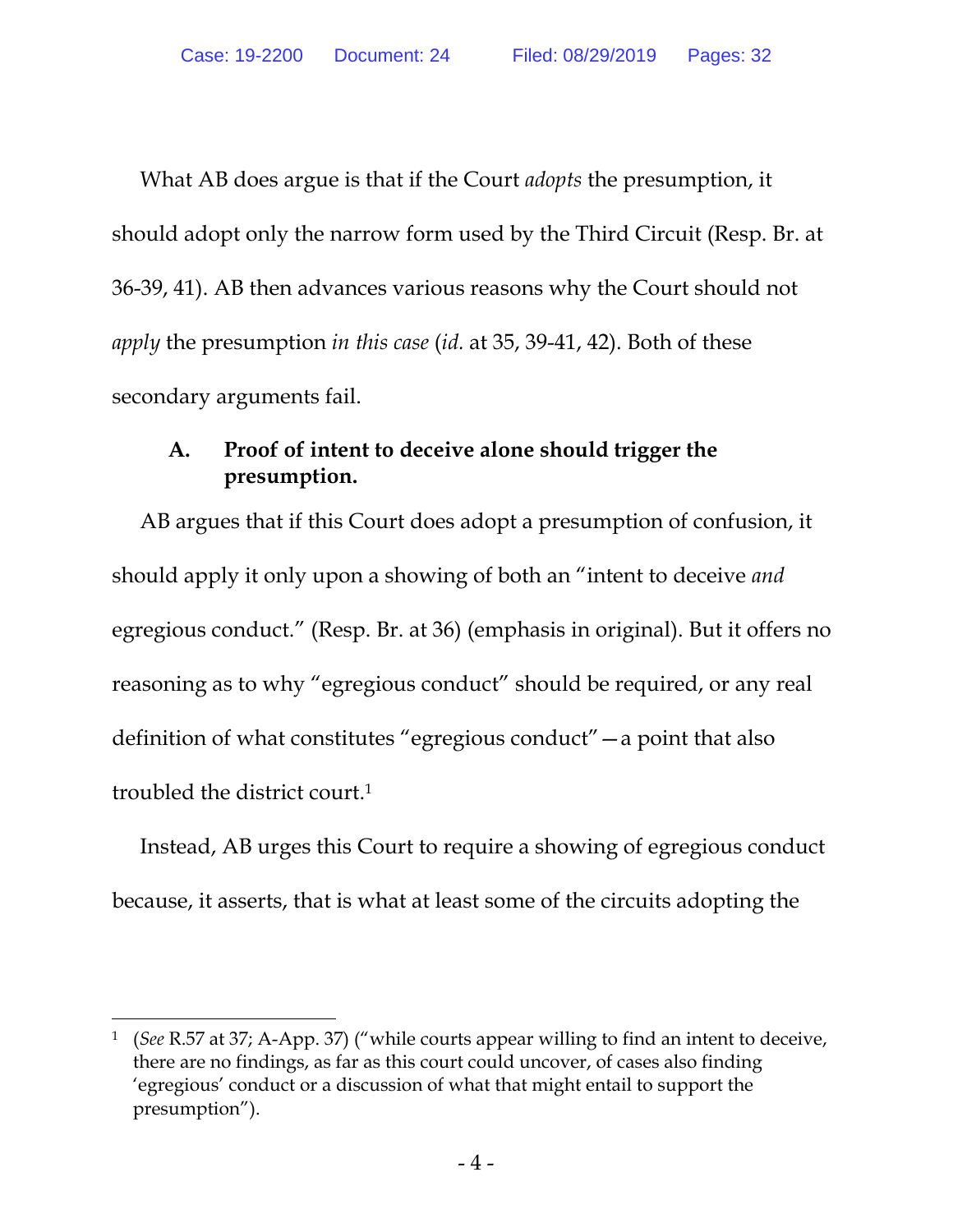What AB does argue is that if the Court *adopts* the presumption, it should adopt only the narrow form used by the Third Circuit (Resp. Br. at 36-39, 41). AB then advances various reasons why the Court should not *apply* the presumption *in this case* (*id.* at 35, 39-41, 42). Both of these secondary arguments fail.

### A. Proof of intent to deceive alone should trigger the presumption.

AB argues that if this Court does adopt a presumption of confusion, it should apply it only upon a showing of both an "intent to deceive *and* egregious conduct." (Resp. Br. at 36) (emphasis in original). But it offers no reasoning as to why "egregious conduct" should be required, or any real definition of what constitutes "egregious conduct"—a point that also troubled the district court.[1]

Instead, AB urges this Court to require a showing of egregious conduct because, it asserts, that is what at least some of the circuits adopting the

---

[1] (*See* R.57 at 37; A-App. 37) ("while courts appear willing to find an intent to deceive, there are no findings, as far as this court could uncover, of cases also finding 'egregious' conduct or a discussion of what that might entail to support the presumption").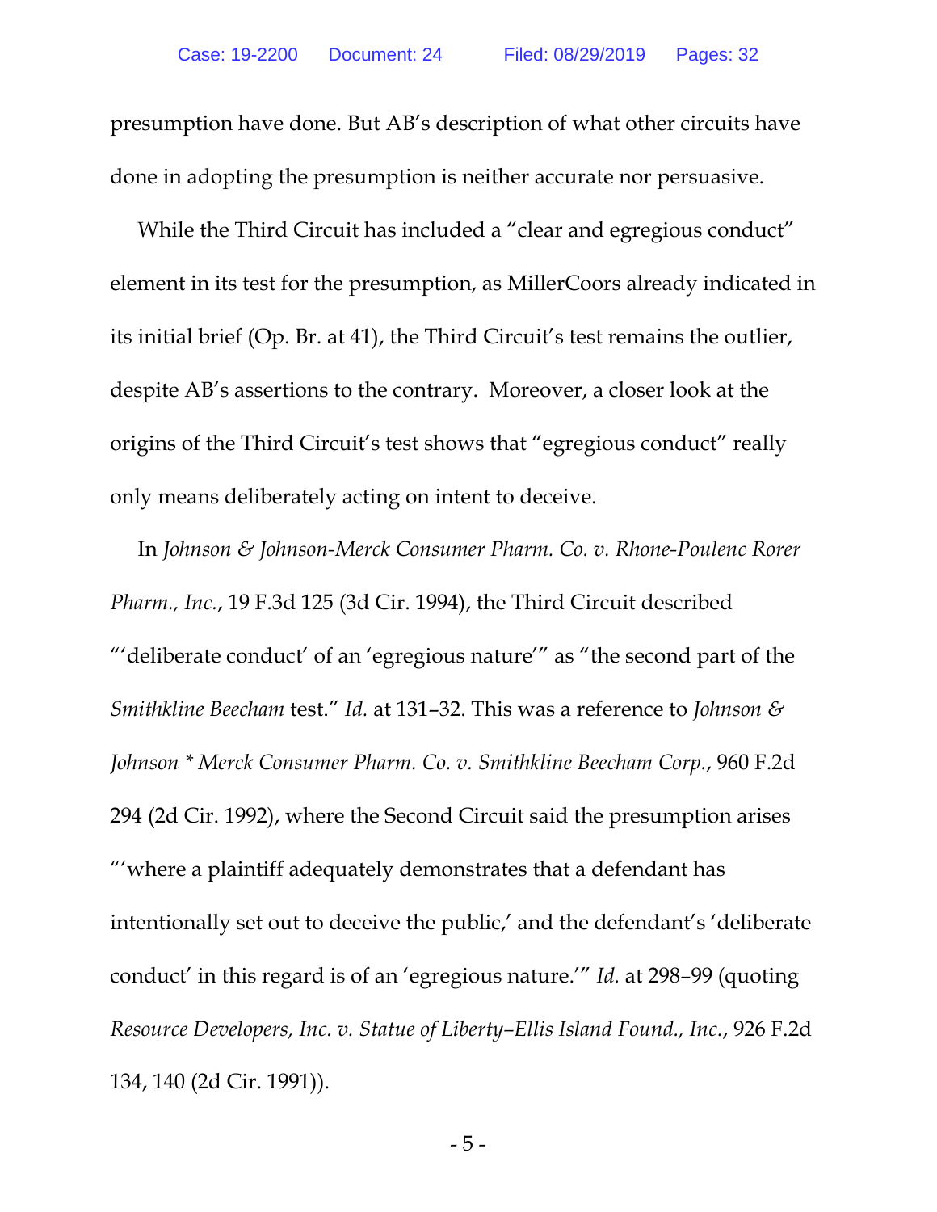presumption have done. But AB's description of what other circuits have done in adopting the presumption is neither accurate nor persuasive.

While the Third Circuit has included a "clear and egregious conduct" element in its test for the presumption, as MillerCoors already indicated in its initial brief (Op. Br. at 41), the Third Circuit's test remains the outlier, despite AB's assertions to the contrary. Moreover, a closer look at the origins of the Third Circuit's test shows that "egregious conduct" really only means deliberately acting on intent to deceive.

In *Johnson & Johnson-Merck Consumer Pharm. Co. v. Rhone-Poulenc Rorer Pharm., Inc.*, 19 F.3d 125 (3d Cir. 1994), the Third Circuit described "'deliberate conduct' of an 'egregious nature'" as "the second part of the *Smithkline Beecham* test." *Id.* at 131–32. This was a reference to *Johnson & Johnson * Merck Consumer Pharm. Co. v. Smithkline Beecham Corp.*, 960 F.2d 294 (2d Cir. 1992), where the Second Circuit said the presumption arises "'where a plaintiff adequately demonstrates that a defendant has intentionally set out to deceive the public,' and the defendant's 'deliberate conduct' in this regard is of an 'egregious nature.'" *Id.* at 298–99 (quoting *Resource Developers, Inc. v. Statue of Liberty–Ellis Island Found., Inc.*, 926 F.2d 134, 140 (2d Cir. 1991)).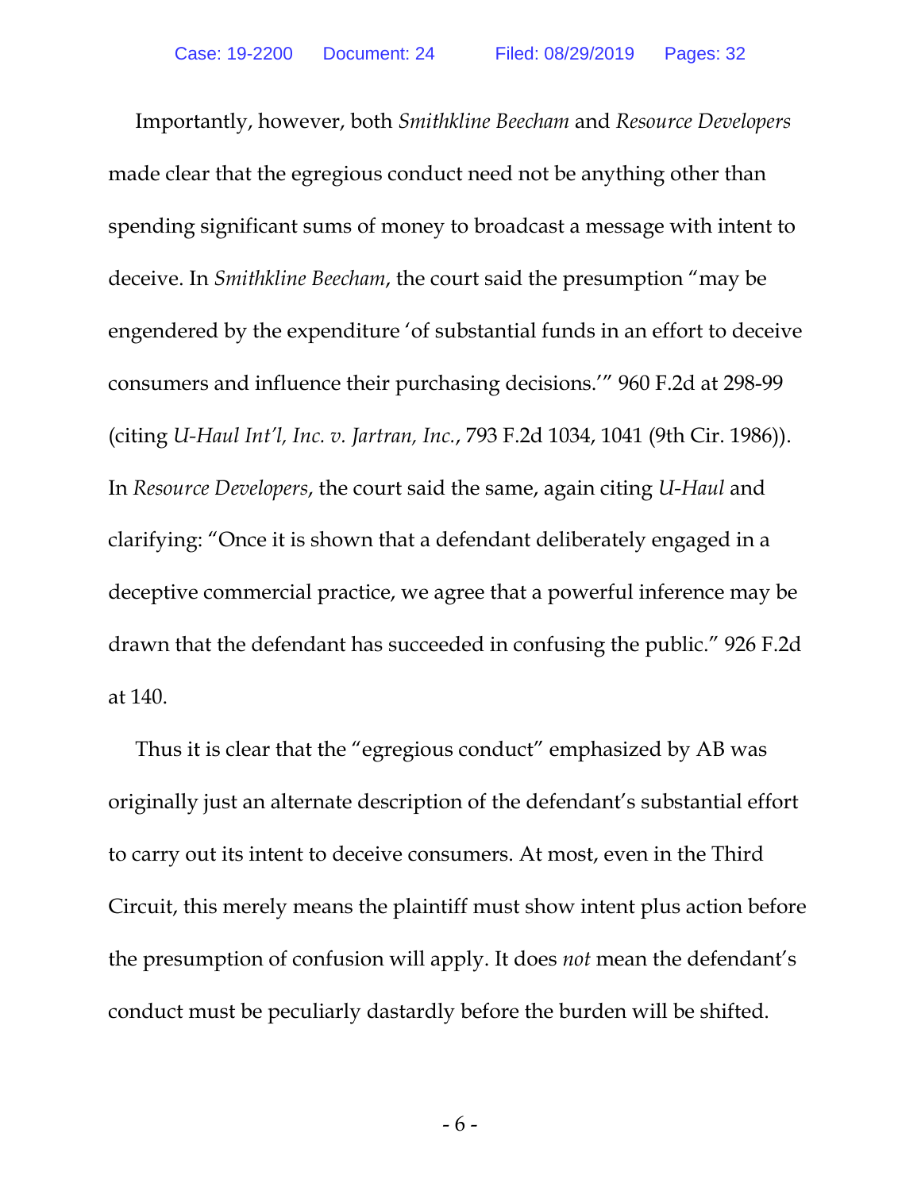Importantly, however, both *Smithkline Beecham* and *Resource Developers* made clear that the egregious conduct need not be anything other than spending significant sums of money to broadcast a message with intent to deceive. In *Smithkline Beecham*, the court said the presumption "may be engendered by the expenditure 'of substantial funds in an effort to deceive consumers and influence their purchasing decisions.'" 960 F.2d at 298-99 (citing *U-Haul Int'l, Inc. v. Jartran, Inc.*, 793 F.2d 1034, 1041 (9th Cir. 1986)). In *Resource Developers*, the court said the same, again citing *U-Haul* and clarifying: "Once it is shown that a defendant deliberately engaged in a deceptive commercial practice, we agree that a powerful inference may be drawn that the defendant has succeeded in confusing the public." 926 F.2d at 140.

Thus it is clear that the "egregious conduct" emphasized by AB was originally just an alternate description of the defendant's substantial effort to carry out its intent to deceive consumers. At most, even in the Third Circuit, this merely means the plaintiff must show intent plus action before the presumption of confusion will apply. It does *not* mean the defendant's conduct must be peculiarly dastardly before the burden will be shifted.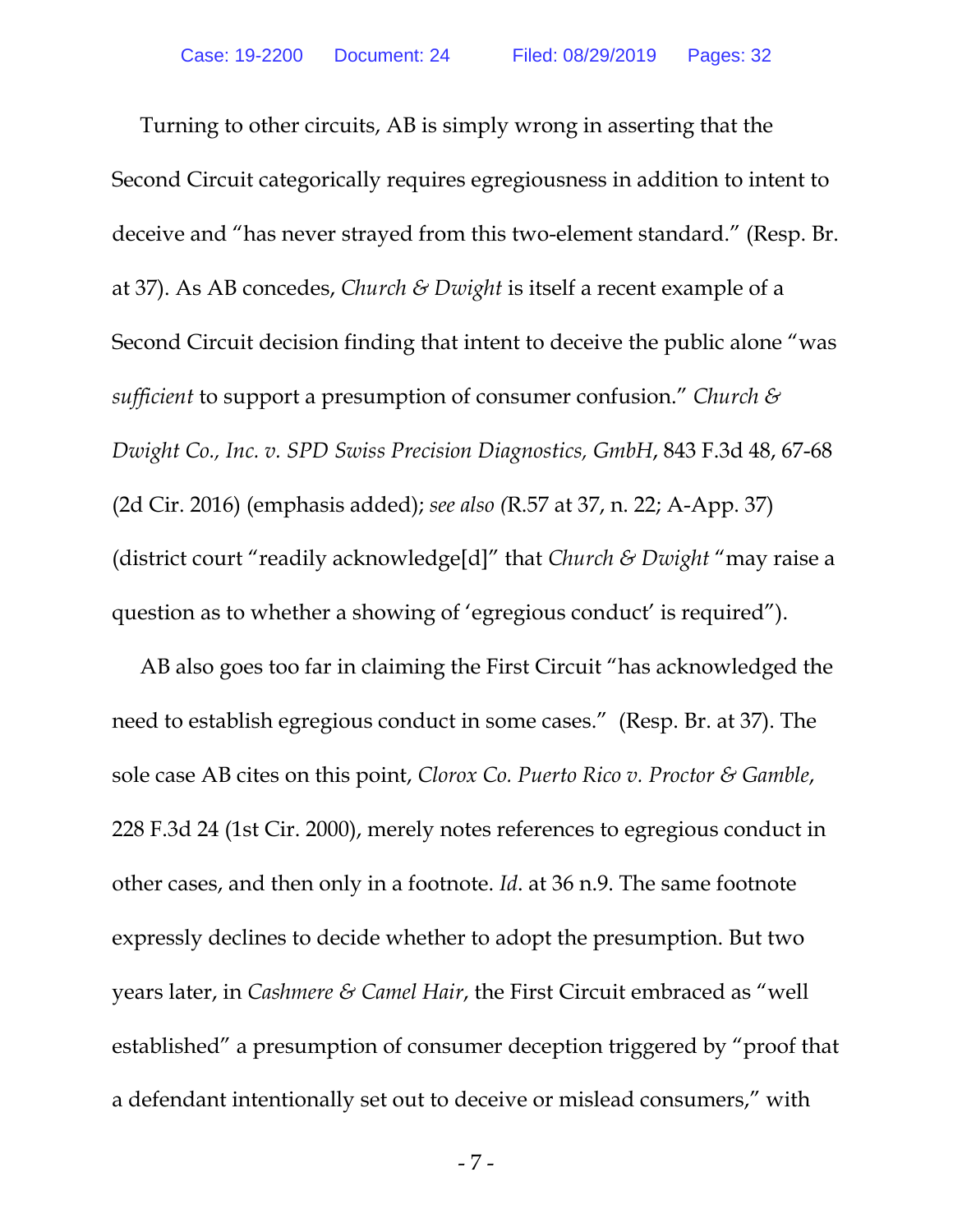Turning to other circuits, AB is simply wrong in asserting that the Second Circuit categorically requires egregiousness in addition to intent to deceive and "has never strayed from this two-element standard." (Resp. Br. at 37). As AB concedes, *Church & Dwight* is itself a recent example of a Second Circuit decision finding that intent to deceive the public alone "was *sufficient* to support a presumption of consumer confusion." *Church & Dwight Co., Inc. v. SPD Swiss Precision Diagnostics, GmbH*, 843 F.3d 48, 67-68 (2d Cir. 2016) (emphasis added); *see also (*R.57 at 37, n. 22; A-App. 37) (district court "readily acknowledge[d]" that *Church & Dwight* "may raise a question as to whether a showing of 'egregious conduct' is required").

AB also goes too far in claiming the First Circuit "has acknowledged the need to establish egregious conduct in some cases." (Resp. Br. at 37). The sole case AB cites on this point, *Clorox Co. Puerto Rico v. Proctor & Gamble*, 228 F.3d 24 (1st Cir. 2000), merely notes references to egregious conduct in other cases, and then only in a footnote. *Id*. at 36 n.9. The same footnote expressly declines to decide whether to adopt the presumption. But two years later, in *Cashmere & Camel Hair*, the First Circuit embraced as "well established" a presumption of consumer deception triggered by "proof that a defendant intentionally set out to deceive or mislead consumers," with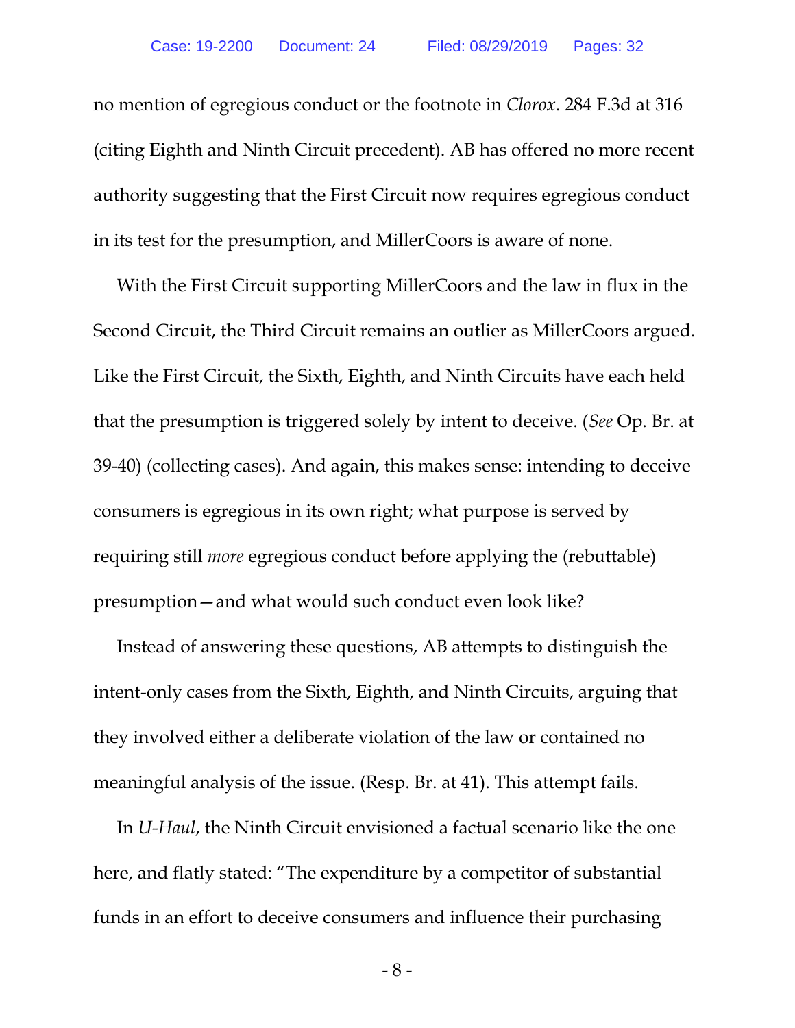no mention of egregious conduct or the footnote in *Clorox*. 284 F.3d at 316 (citing Eighth and Ninth Circuit precedent). AB has offered no more recent authority suggesting that the First Circuit now requires egregious conduct in its test for the presumption, and MillerCoors is aware of none.

With the First Circuit supporting MillerCoors and the law in flux in the Second Circuit, the Third Circuit remains an outlier as MillerCoors argued. Like the First Circuit, the Sixth, Eighth, and Ninth Circuits have each held that the presumption is triggered solely by intent to deceive. (*See* Op. Br. at 39-40) (collecting cases). And again, this makes sense: intending to deceive consumers is egregious in its own right; what purpose is served by requiring still *more* egregious conduct before applying the (rebuttable) presumption—and what would such conduct even look like?

Instead of answering these questions, AB attempts to distinguish the intent-only cases from the Sixth, Eighth, and Ninth Circuits, arguing that they involved either a deliberate violation of the law or contained no meaningful analysis of the issue. (Resp. Br. at 41). This attempt fails.

In *U-Haul*, the Ninth Circuit envisioned a factual scenario like the one here, and flatly stated: "The expenditure by a competitor of substantial funds in an effort to deceive consumers and influence their purchasing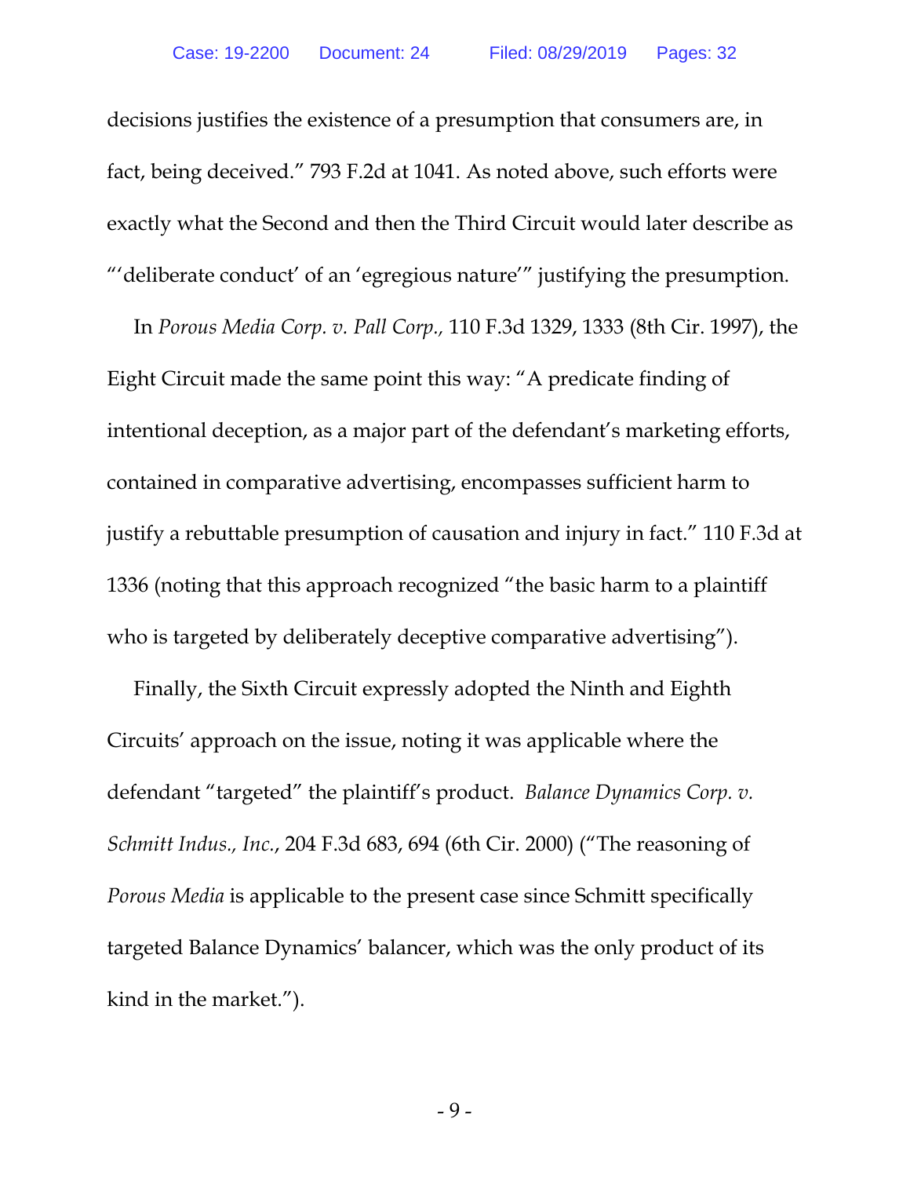decisions justifies the existence of a presumption that consumers are, in fact, being deceived." 793 F.2d at 1041. As noted above, such efforts were exactly what the Second and then the Third Circuit would later describe as "'deliberate conduct' of an 'egregious nature'" justifying the presumption.

In *Porous Media Corp. v. Pall Corp.,* 110 F.3d 1329, 1333 (8th Cir. 1997), the Eight Circuit made the same point this way: "A predicate finding of intentional deception, as a major part of the defendant's marketing efforts, contained in comparative advertising, encompasses sufficient harm to justify a rebuttable presumption of causation and injury in fact." 110 F.3d at 1336 (noting that this approach recognized "the basic harm to a plaintiff who is targeted by deliberately deceptive comparative advertising").

Finally, the Sixth Circuit expressly adopted the Ninth and Eighth Circuits' approach on the issue, noting it was applicable where the defendant "targeted" the plaintiff's product. *Balance Dynamics Corp. v. Schmitt Indus., Inc.*, 204 F.3d 683, 694 (6th Cir. 2000) ("The reasoning of *Porous Media* is applicable to the present case since Schmitt specifically targeted Balance Dynamics' balancer, which was the only product of its kind in the market.").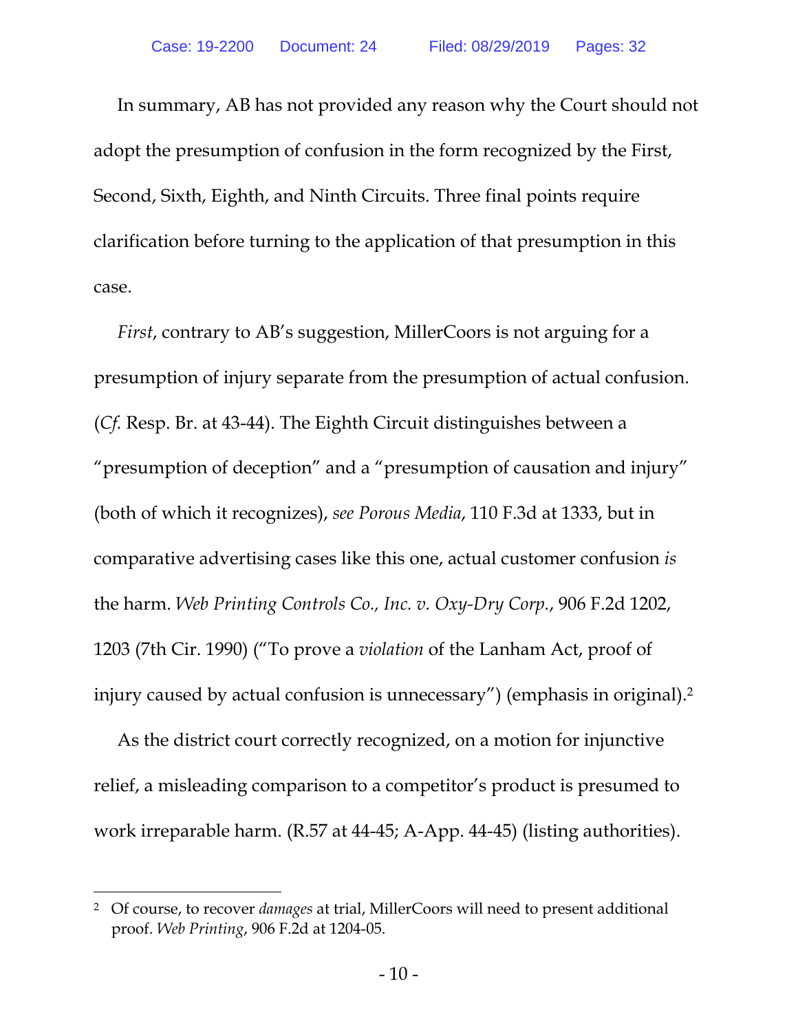In summary, AB has not provided any reason why the Court should not adopt the presumption of confusion in the form recognized by the First, Second, Sixth, Eighth, and Ninth Circuits. Three final points require clarification before turning to the application of that presumption in this case.

*First*, contrary to AB's suggestion, MillerCoors is not arguing for a presumption of injury separate from the presumption of actual confusion. (*Cf.* Resp. Br. at 43-44). The Eighth Circuit distinguishes between a "presumption of deception" and a "presumption of causation and injury" (both of which it recognizes), *see Porous Media*, 110 F.3d at 1333, but in comparative advertising cases like this one, actual customer confusion *is* the harm. *Web Printing Controls Co., Inc. v. Oxy-Dry Corp.*, 906 F.2d 1202, 1203 (7th Cir. 1990) ("To prove a *violation* of the Lanham Act, proof of injury caused by actual confusion is unnecessary") (emphasis in original).[2]

As the district court correctly recognized, on a motion for injunctive relief, a misleading comparison to a competitor's product is presumed to work irreparable harm. (R.57 at 44-45; A-App. 44-45) (listing authorities).

---

[2] Of course, to recover *damages* at trial, MillerCoors will need to present additional proof. *Web Printing*, 906 F.2d at 1204-05.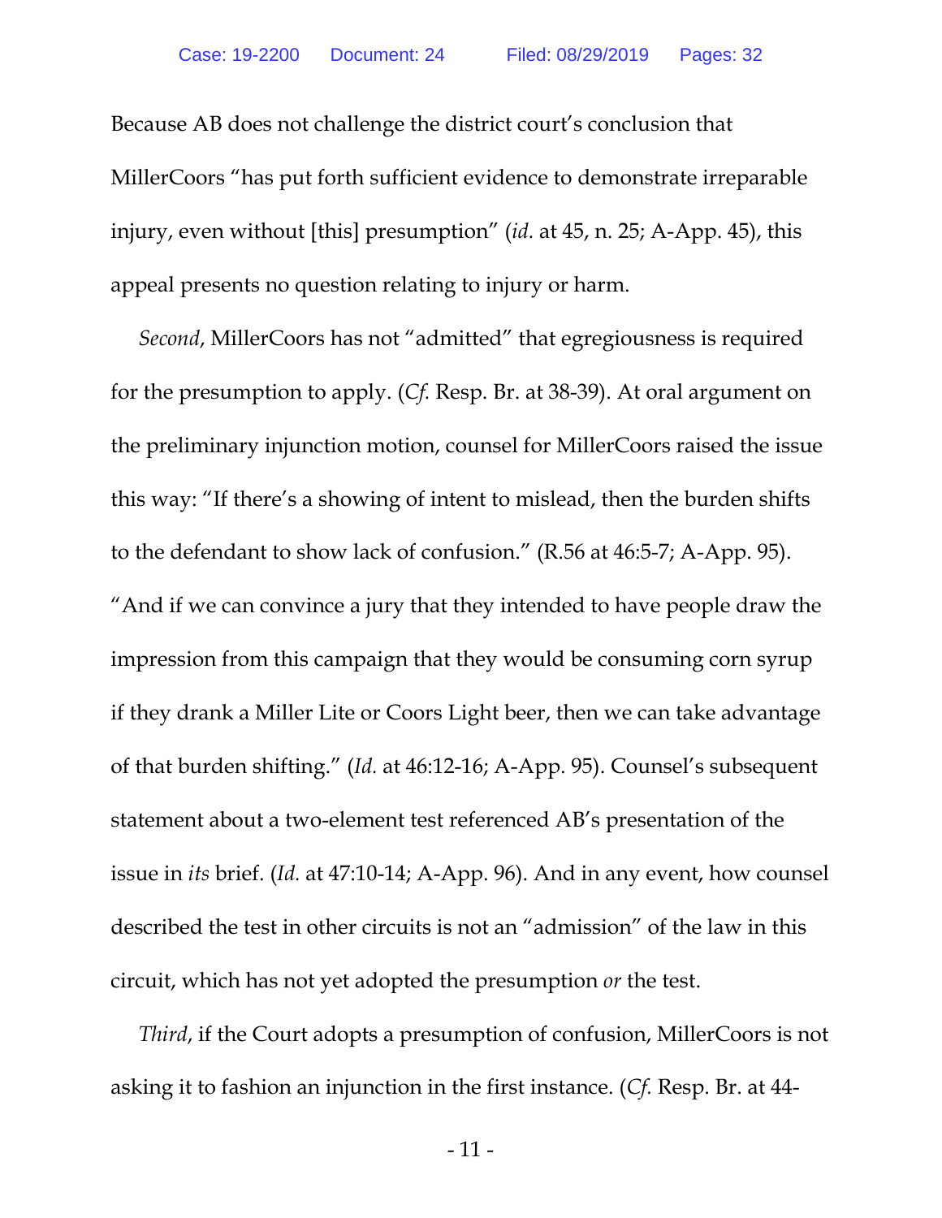Because AB does not challenge the district court's conclusion that MillerCoors "has put forth sufficient evidence to demonstrate irreparable injury, even without [this] presumption" (*id.* at 45, n. 25; A-App. 45), this appeal presents no question relating to injury or harm.

*Second*, MillerCoors has not "admitted" that egregiousness is required for the presumption to apply. (*Cf.* Resp. Br. at 38-39). At oral argument on the preliminary injunction motion, counsel for MillerCoors raised the issue this way: "If there's a showing of intent to mislead, then the burden shifts to the defendant to show lack of confusion." (R.56 at 46:5-7; A-App. 95). "And if we can convince a jury that they intended to have people draw the impression from this campaign that they would be consuming corn syrup if they drank a Miller Lite or Coors Light beer, then we can take advantage of that burden shifting." (*Id.* at 46:12-16; A-App. 95). Counsel's subsequent statement about a two-element test referenced AB's presentation of the issue in *its* brief. (*Id.* at 47:10-14; A-App. 96). And in any event, how counsel described the test in other circuits is not an "admission" of the law in this circuit, which has not yet adopted the presumption *or* the test.

*Third*, if the Court adopts a presumption of confusion, MillerCoors is not asking it to fashion an injunction in the first instance. (*Cf.* Resp. Br. at 44-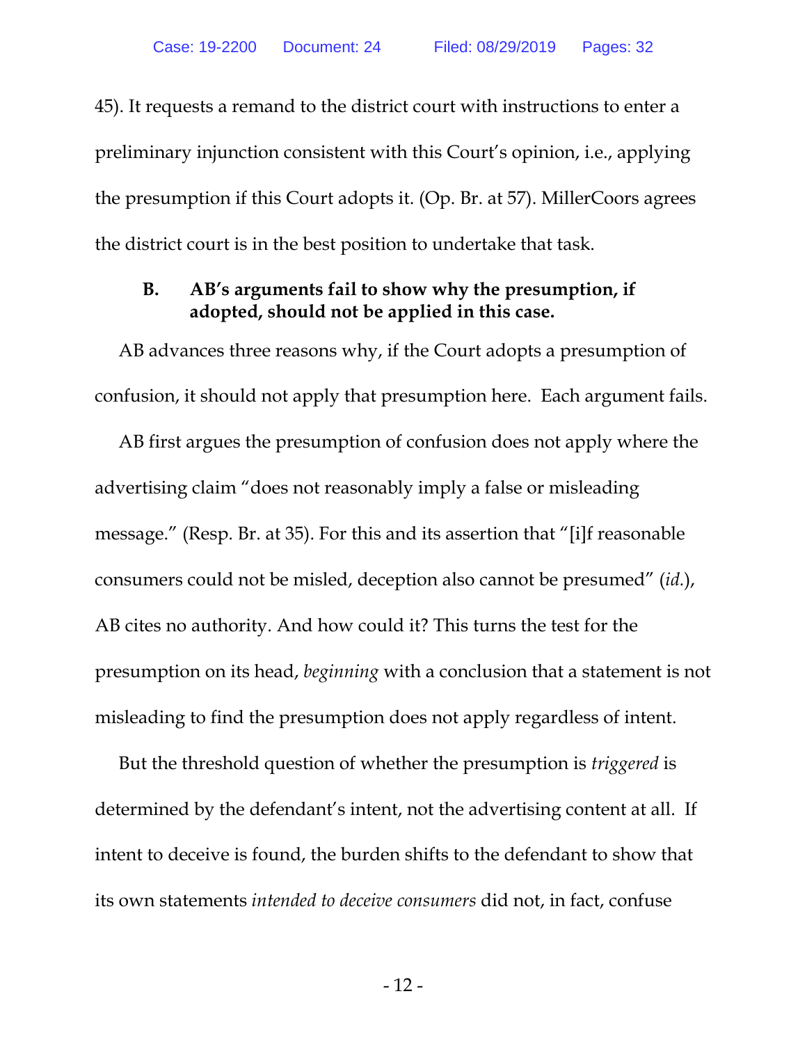45). It requests a remand to the district court with instructions to enter a preliminary injunction consistent with this Court's opinion, i.e., applying the presumption if this Court adopts it. (Op. Br. at 57). MillerCoors agrees the district court is in the best position to undertake that task.

### B. AB's arguments fail to show why the presumption, if adopted, should not be applied in this case.

AB advances three reasons why, if the Court adopts a presumption of confusion, it should not apply that presumption here. Each argument fails.

AB first argues the presumption of confusion does not apply where the advertising claim "does not reasonably imply a false or misleading message." (Resp. Br. at 35). For this and its assertion that "[i]f reasonable consumers could not be misled, deception also cannot be presumed" (*id.*), AB cites no authority. And how could it? This turns the test for the presumption on its head, *beginning* with a conclusion that a statement is not misleading to find the presumption does not apply regardless of intent.

But the threshold question of whether the presumption is *triggered* is determined by the defendant's intent, not the advertising content at all. If intent to deceive is found, the burden shifts to the defendant to show that its own statements *intended to deceive consumers* did not, in fact, confuse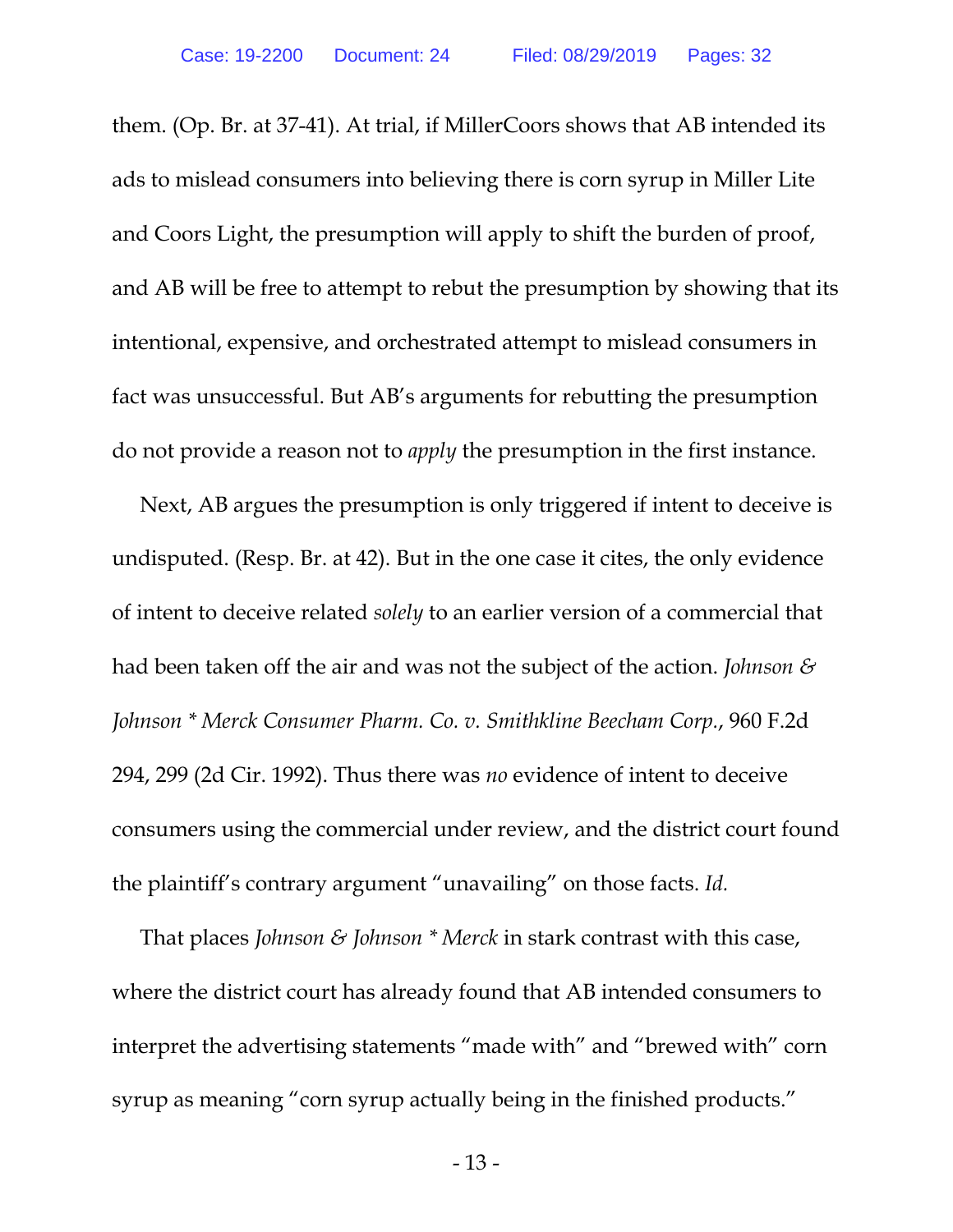them. (Op. Br. at 37-41). At trial, if MillerCoors shows that AB intended its ads to mislead consumers into believing there is corn syrup in Miller Lite and Coors Light, the presumption will apply to shift the burden of proof, and AB will be free to attempt to rebut the presumption by showing that its intentional, expensive, and orchestrated attempt to mislead consumers in fact was unsuccessful. But AB's arguments for rebutting the presumption do not provide a reason not to *apply* the presumption in the first instance.

Next, AB argues the presumption is only triggered if intent to deceive is undisputed. (Resp. Br. at 42). But in the one case it cites, the only evidence of intent to deceive related *solely* to an earlier version of a commercial that had been taken off the air and was not the subject of the action. *Johnson & Johnson * Merck Consumer Pharm. Co. v. Smithkline Beecham Corp.*, 960 F.2d 294, 299 (2d Cir. 1992). Thus there was *no* evidence of intent to deceive consumers using the commercial under review, and the district court found the plaintiff's contrary argument "unavailing" on those facts. *Id.*

That places *Johnson & Johnson * Merck* in stark contrast with this case, where the district court has already found that AB intended consumers to interpret the advertising statements "made with" and "brewed with" corn syrup as meaning "corn syrup actually being in the finished products."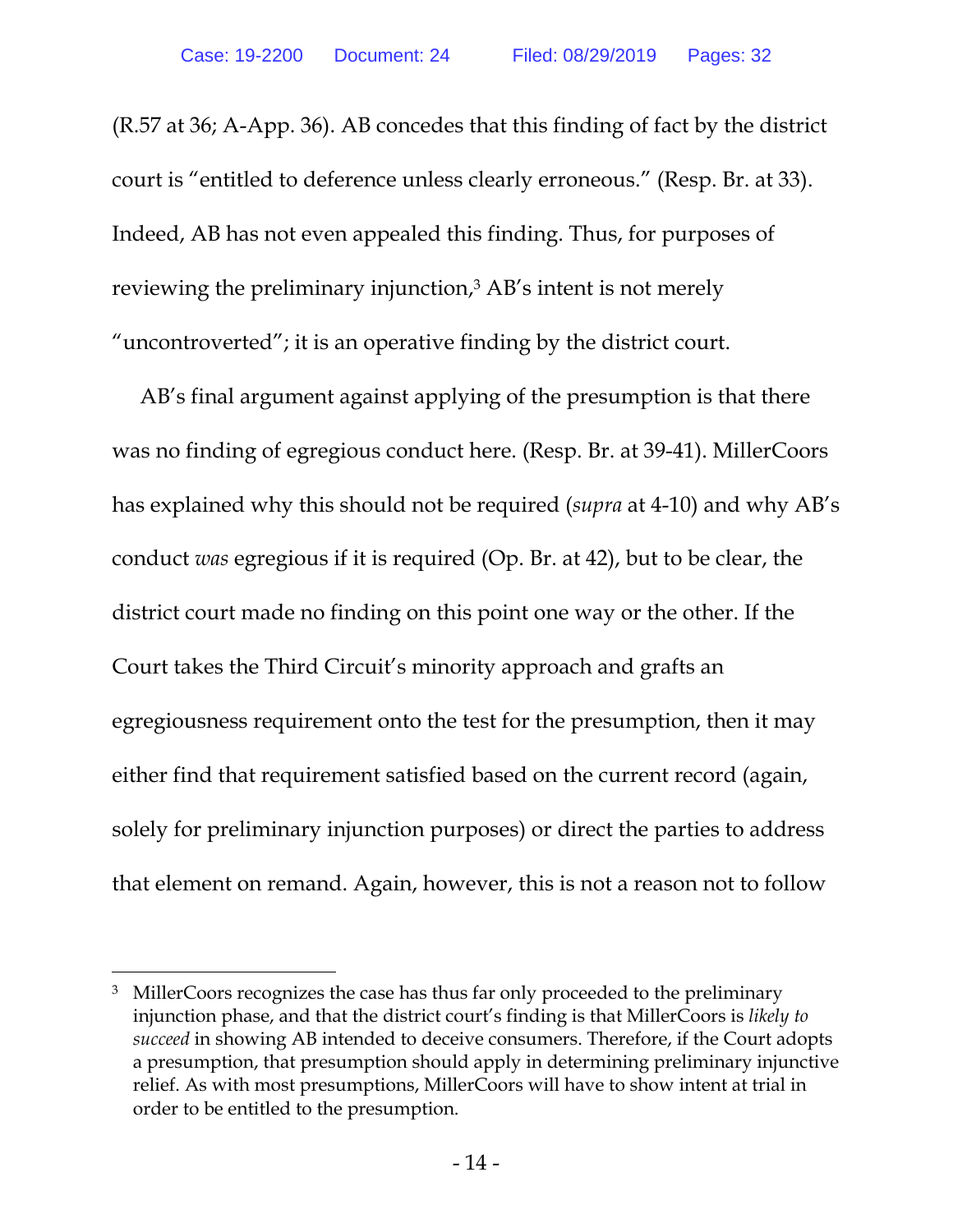(R.57 at 36; A-App. 36). AB concedes that this finding of fact by the district court is "entitled to deference unless clearly erroneous." (Resp. Br. at 33). Indeed, AB has not even appealed this finding. Thus, for purposes of reviewing the preliminary injunction,[3] AB's intent is not merely "uncontroverted"; it is an operative finding by the district court.

AB's final argument against applying of the presumption is that there was no finding of egregious conduct here. (Resp. Br. at 39-41). MillerCoors has explained why this should not be required (*supra* at 4-10) and why AB's conduct *was* egregious if it is required (Op. Br. at 42), but to be clear, the district court made no finding on this point one way or the other. If the Court takes the Third Circuit's minority approach and grafts an egregiousness requirement onto the test for the presumption, then it may either find that requirement satisfied based on the current record (again, solely for preliminary injunction purposes) or direct the parties to address that element on remand. Again, however, this is not a reason not to follow

[3] MillerCoors recognizes the case has thus far only proceeded to the preliminary injunction phase, and that the district court's finding is that MillerCoors is *likely to succeed* in showing AB intended to deceive consumers. Therefore, if the Court adopts a presumption, that presumption should apply in determining preliminary injunctive relief. As with most presumptions, MillerCoors will have to show intent at trial in order to be entitled to the presumption.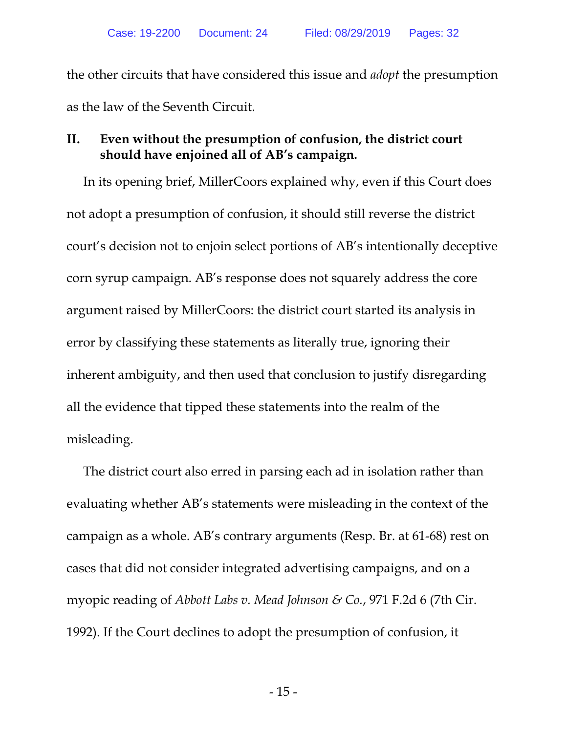the other circuits that have considered this issue and *adopt* the presumption as the law of the Seventh Circuit.

## II. Even without the presumption of confusion, the district court should have enjoined all of AB's campaign.

In its opening brief, MillerCoors explained why, even if this Court does not adopt a presumption of confusion, it should still reverse the district court's decision not to enjoin select portions of AB's intentionally deceptive corn syrup campaign. AB's response does not squarely address the core argument raised by MillerCoors: the district court started its analysis in error by classifying these statements as literally true, ignoring their inherent ambiguity, and then used that conclusion to justify disregarding all the evidence that tipped these statements into the realm of the misleading.

The district court also erred in parsing each ad in isolation rather than evaluating whether AB's statements were misleading in the context of the campaign as a whole. AB's contrary arguments (Resp. Br. at 61-68) rest on cases that did not consider integrated advertising campaigns, and on a myopic reading of *Abbott Labs v. Mead Johnson & Co.*, 971 F.2d 6 (7th Cir. 1992). If the Court declines to adopt the presumption of confusion, it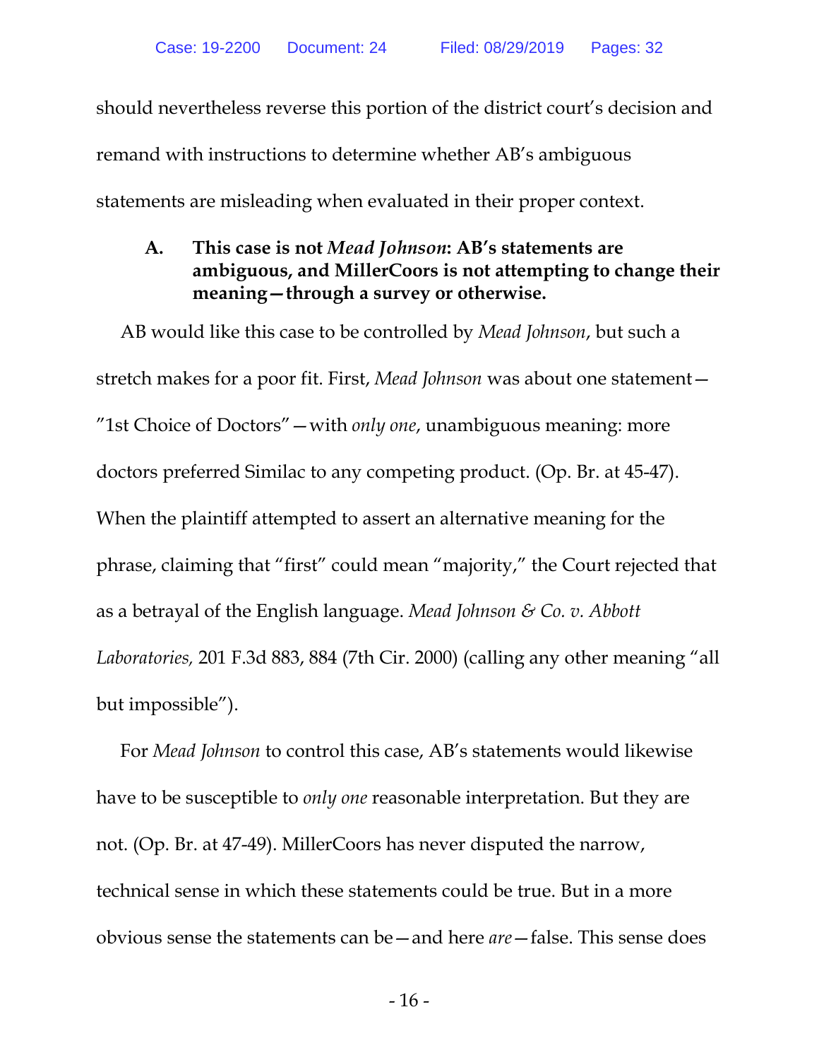should nevertheless reverse this portion of the district court's decision and remand with instructions to determine whether AB's ambiguous statements are misleading when evaluated in their proper context.

### A. This case is not *Mead Johnson*: AB's statements are ambiguous, and MillerCoors is not attempting to change their meaning—through a survey or otherwise.

AB would like this case to be controlled by *Mead Johnson*, but such a stretch makes for a poor fit. First, *Mead Johnson* was about one statement—"1st Choice of Doctors"—with *only one*, unambiguous meaning: more doctors preferred Similac to any competing product. (Op. Br. at 45-47). When the plaintiff attempted to assert an alternative meaning for the phrase, claiming that "first" could mean "majority," the Court rejected that as a betrayal of the English language. *Mead Johnson & Co. v. Abbott Laboratories,* 201 F.3d 883, 884 (7th Cir. 2000) (calling any other meaning "all but impossible").

For *Mead Johnson* to control this case, AB's statements would likewise have to be susceptible to *only one* reasonable interpretation. But they are not. (Op. Br. at 47-49). MillerCoors has never disputed the narrow, technical sense in which these statements could be true. But in a more obvious sense the statements can be—and here *are*—false. This sense does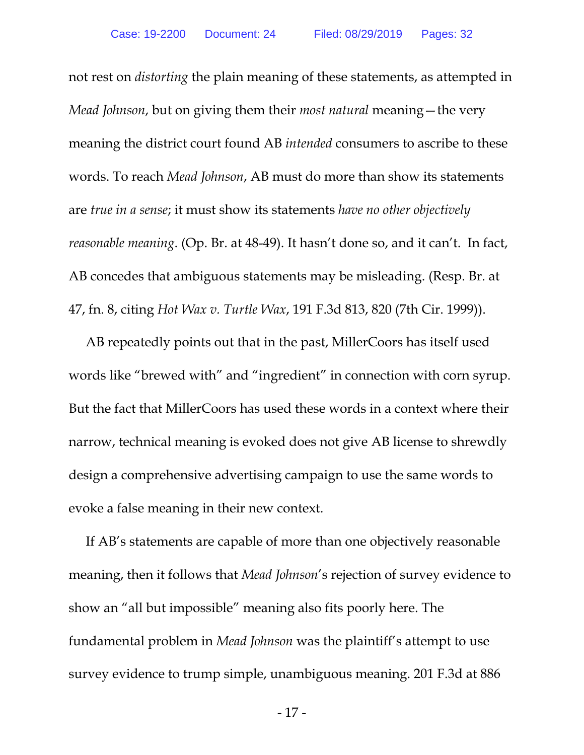not rest on *distorting* the plain meaning of these statements, as attempted in *Mead Johnson*, but on giving them their *most natural* meaning—the very meaning the district court found AB *intended* consumers to ascribe to these words. To reach *Mead Johnson*, AB must do more than show its statements are *true in a sense*; it must show its statements *have no other objectively reasonable meaning*. (Op. Br. at 48-49). It hasn't done so, and it can't. In fact, AB concedes that ambiguous statements may be misleading. (Resp. Br. at 47, fn. 8, citing *Hot Wax v. Turtle Wax*, 191 F.3d 813, 820 (7th Cir. 1999)).

AB repeatedly points out that in the past, MillerCoors has itself used words like "brewed with" and "ingredient" in connection with corn syrup. But the fact that MillerCoors has used these words in a context where their narrow, technical meaning is evoked does not give AB license to shrewdly design a comprehensive advertising campaign to use the same words to evoke a false meaning in their new context.

If AB's statements are capable of more than one objectively reasonable meaning, then it follows that *Mead Johnson*'s rejection of survey evidence to show an "all but impossible" meaning also fits poorly here. The fundamental problem in *Mead Johnson* was the plaintiff's attempt to use survey evidence to trump simple, unambiguous meaning. 201 F.3d at 886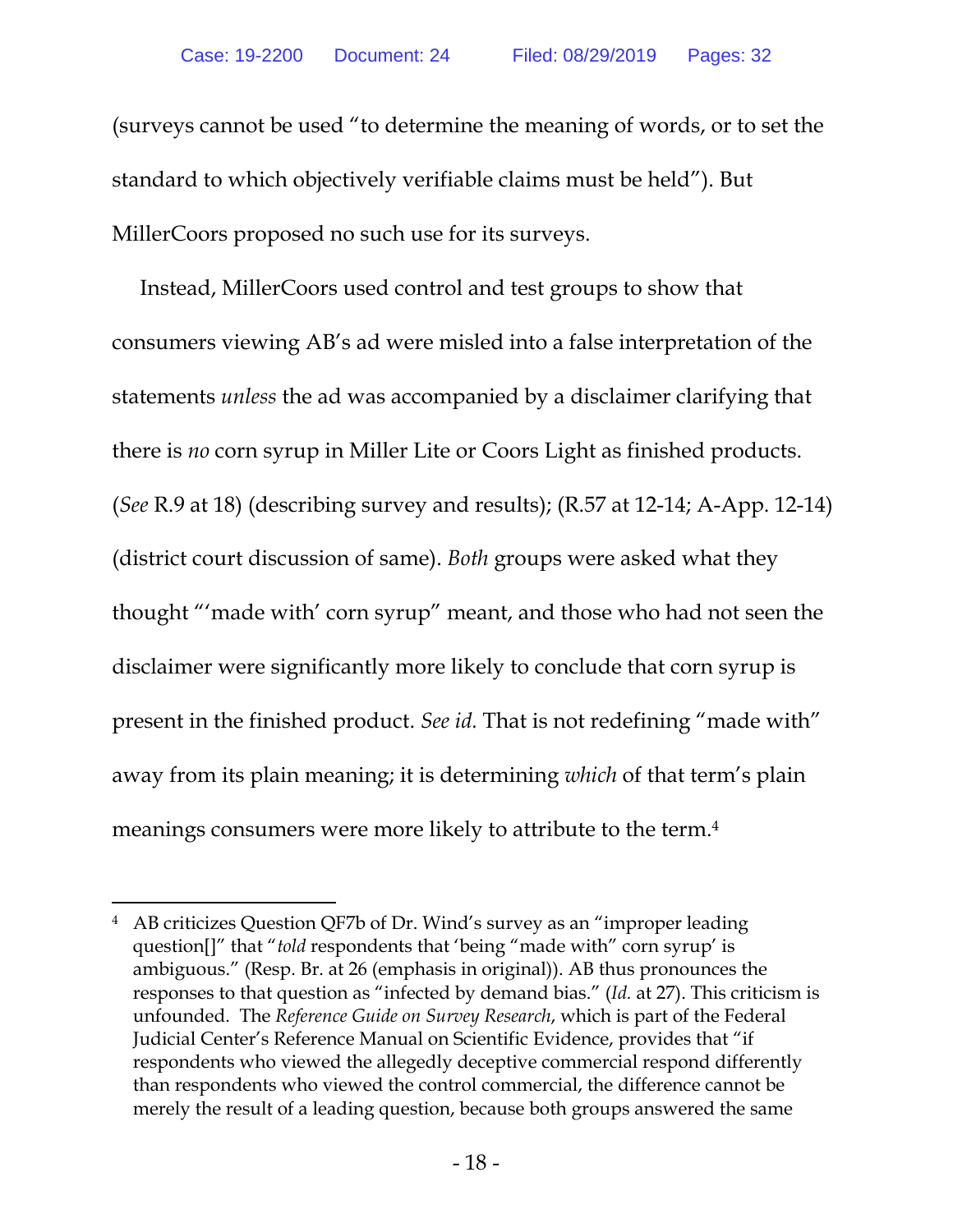(surveys cannot be used "to determine the meaning of words, or to set the standard to which objectively verifiable claims must be held"). But MillerCoors proposed no such use for its surveys.

Instead, MillerCoors used control and test groups to show that consumers viewing AB's ad were misled into a false interpretation of the statements *unless* the ad was accompanied by a disclaimer clarifying that there is *no* corn syrup in Miller Lite or Coors Light as finished products. (*See* R.9 at 18) (describing survey and results); (R.57 at 12-14; A-App. 12-14) (district court discussion of same). *Both* groups were asked what they thought "'made with' corn syrup" meant, and those who had not seen the disclaimer were significantly more likely to conclude that corn syrup is present in the finished product. *See id.* That is not redefining "made with" away from its plain meaning; it is determining *which* of that term's plain meanings consumers were more likely to attribute to the term.[4]

---

[4] AB criticizes Question QF7b of Dr. Wind's survey as an "improper leading question[]" that "*told* respondents that 'being "made with" corn syrup' is ambiguous." (Resp. Br. at 26 (emphasis in original)). AB thus pronounces the responses to that question as "infected by demand bias." (*Id.* at 27). This criticism is unfounded. The *Reference Guide on Survey Research*, which is part of the Federal Judicial Center's Reference Manual on Scientific Evidence, provides that "if respondents who viewed the allegedly deceptive commercial respond differently than respondents who viewed the control commercial, the difference cannot be merely the result of a leading question, because both groups answered the same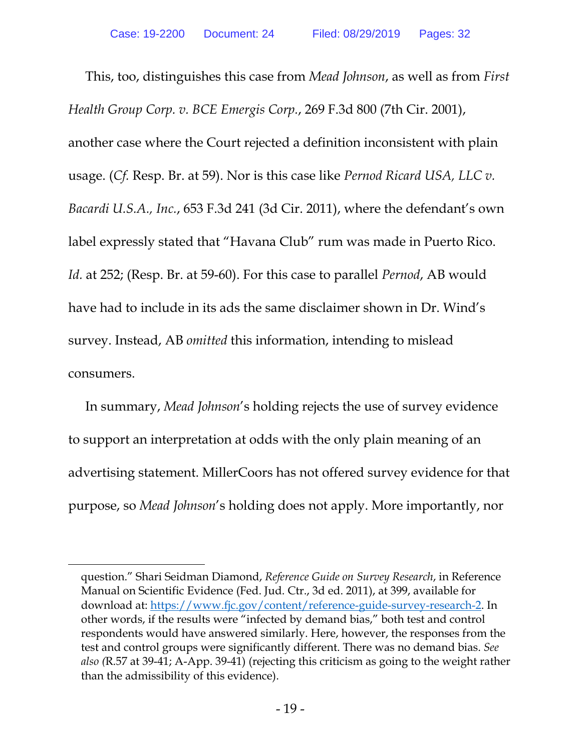This, too, distinguishes this case from *Mead Johnson*, as well as from *First Health Group Corp. v. BCE Emergis Corp.*, 269 F.3d 800 (7th Cir. 2001), another case where the Court rejected a definition inconsistent with plain usage. (*Cf.* Resp. Br. at 59). Nor is this case like *Pernod Ricard USA, LLC v. Bacardi U.S.A., Inc.*, 653 F.3d 241 (3d Cir. 2011), where the defendant's own label expressly stated that "Havana Club" rum was made in Puerto Rico. *Id.* at 252; (Resp. Br. at 59-60). For this case to parallel *Pernod*, AB would have had to include in its ads the same disclaimer shown in Dr. Wind's survey. Instead, AB *omitted* this information, intending to mislead consumers.

In summary, *Mead Johnson*'s holding rejects the use of survey evidence to support an interpretation at odds with the only plain meaning of an advertising statement. MillerCoors has not offered survey evidence for that purpose, so *Mead Johnson*'s holding does not apply. More importantly, nor

---

question." Shari Seidman Diamond, *Reference Guide on Survey Research*, in Reference Manual on Scientific Evidence (Fed. Jud. Ctr., 3d ed. 2011), at 399, available for download at: https://www.fjc.gov/content/reference-guide-survey-research-2. In other words, if the results were "infected by demand bias," both test and control respondents would have answered similarly. Here, however, the responses from the test and control groups were significantly different. There was no demand bias. *See also (*R.57 at 39-41; A-App. 39-41) (rejecting this criticism as going to the weight rather than the admissibility of this evidence).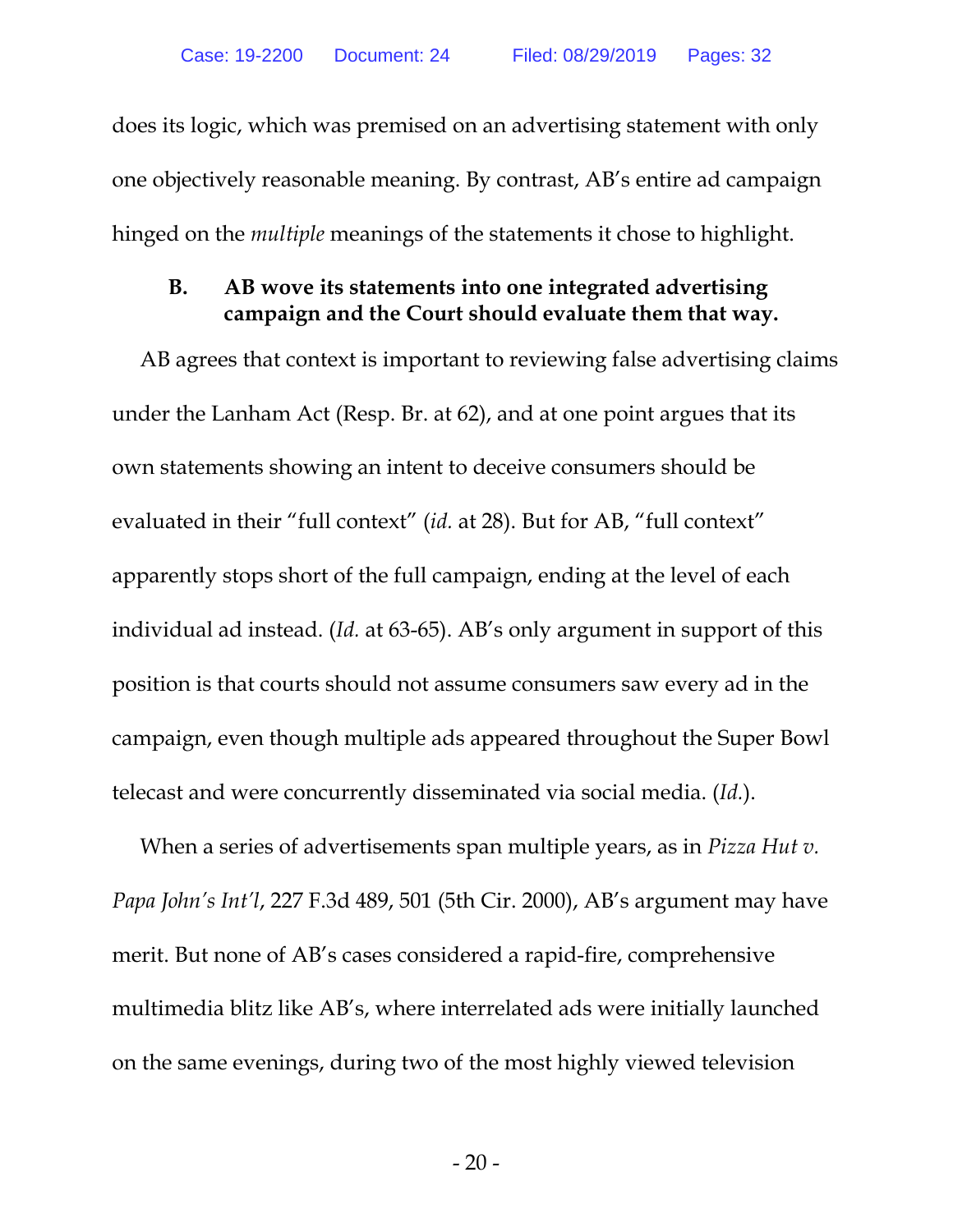does its logic, which was premised on an advertising statement with only one objectively reasonable meaning. By contrast, AB's entire ad campaign hinged on the *multiple* meanings of the statements it chose to highlight.

### B. AB wove its statements into one integrated advertising campaign and the Court should evaluate them that way.

AB agrees that context is important to reviewing false advertising claims under the Lanham Act (Resp. Br. at 62), and at one point argues that its own statements showing an intent to deceive consumers should be evaluated in their "full context" (*id.* at 28). But for AB, "full context" apparently stops short of the full campaign, ending at the level of each individual ad instead. (*Id.* at 63-65). AB's only argument in support of this position is that courts should not assume consumers saw every ad in the campaign, even though multiple ads appeared throughout the Super Bowl telecast and were concurrently disseminated via social media. (*Id.*).

When a series of advertisements span multiple years, as in *Pizza Hut v. Papa John's Int'l*, 227 F.3d 489, 501 (5th Cir. 2000), AB's argument may have merit. But none of AB's cases considered a rapid-fire, comprehensive multimedia blitz like AB's, where interrelated ads were initially launched on the same evenings, during two of the most highly viewed television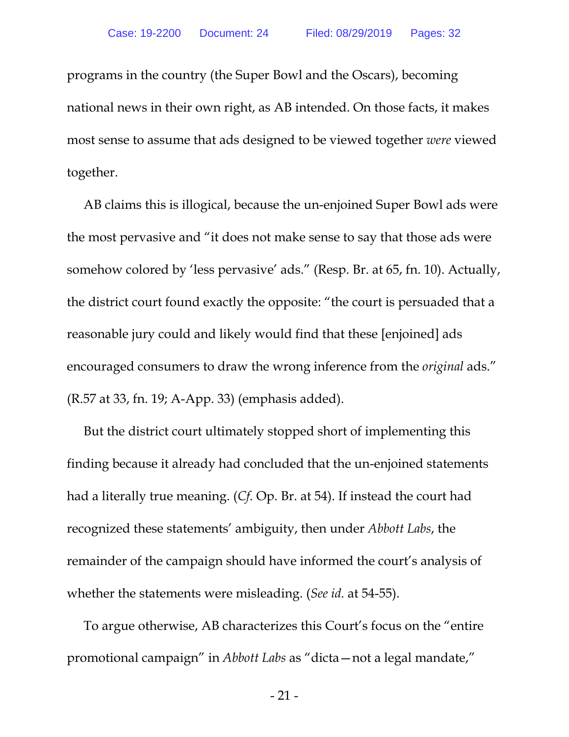programs in the country (the Super Bowl and the Oscars), becoming national news in their own right, as AB intended. On those facts, it makes most sense to assume that ads designed to be viewed together *were* viewed together.

AB claims this is illogical, because the un-enjoined Super Bowl ads were the most pervasive and "it does not make sense to say that those ads were somehow colored by 'less pervasive' ads." (Resp. Br. at 65, fn. 10). Actually, the district court found exactly the opposite: "the court is persuaded that a reasonable jury could and likely would find that these [enjoined] ads encouraged consumers to draw the wrong inference from the *original* ads." (R.57 at 33, fn. 19; A-App. 33) (emphasis added).

But the district court ultimately stopped short of implementing this finding because it already had concluded that the un-enjoined statements had a literally true meaning. (*Cf.* Op. Br. at 54). If instead the court had recognized these statements' ambiguity, then under *Abbott Labs*, the remainder of the campaign should have informed the court's analysis of whether the statements were misleading. (*See id.* at 54-55).

To argue otherwise, AB characterizes this Court's focus on the "entire promotional campaign" in *Abbott Labs* as "dicta—not a legal mandate,"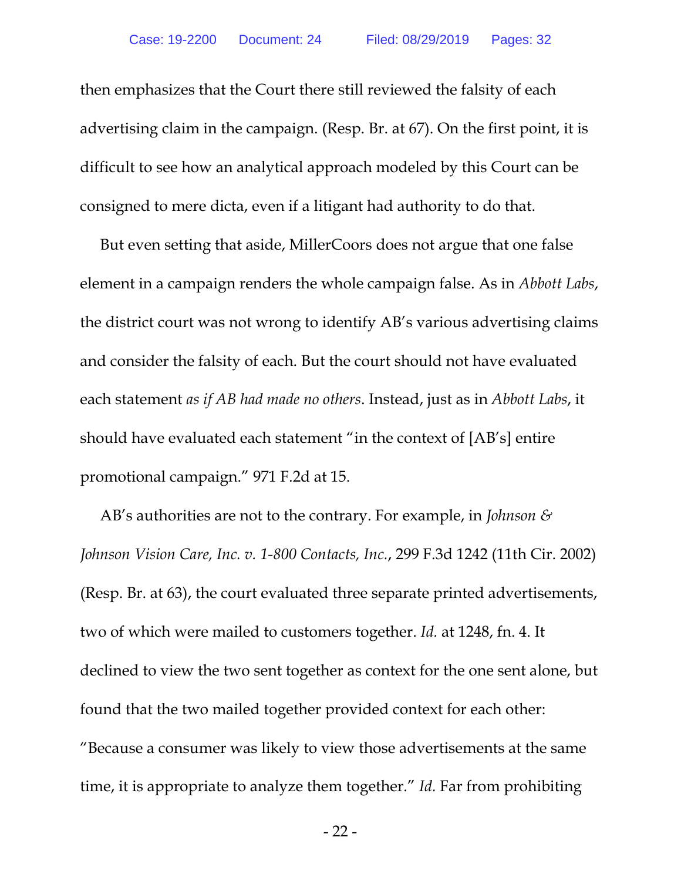then emphasizes that the Court there still reviewed the falsity of each advertising claim in the campaign. (Resp. Br. at 67). On the first point, it is difficult to see how an analytical approach modeled by this Court can be consigned to mere dicta, even if a litigant had authority to do that.

But even setting that aside, MillerCoors does not argue that one false element in a campaign renders the whole campaign false. As in *Abbott Labs*, the district court was not wrong to identify AB's various advertising claims and consider the falsity of each. But the court should not have evaluated each statement *as if AB had made no others*. Instead, just as in *Abbott Labs*, it should have evaluated each statement "in the context of [AB's] entire promotional campaign." 971 F.2d at 15.

AB's authorities are not to the contrary. For example, in *Johnson & Johnson Vision Care, Inc. v. 1-800 Contacts, Inc.*, 299 F.3d 1242 (11th Cir. 2002) (Resp. Br. at 63), the court evaluated three separate printed advertisements, two of which were mailed to customers together. *Id.* at 1248, fn. 4. It declined to view the two sent together as context for the one sent alone, but found that the two mailed together provided context for each other: "Because a consumer was likely to view those advertisements at the same time, it is appropriate to analyze them together." *Id.* Far from prohibiting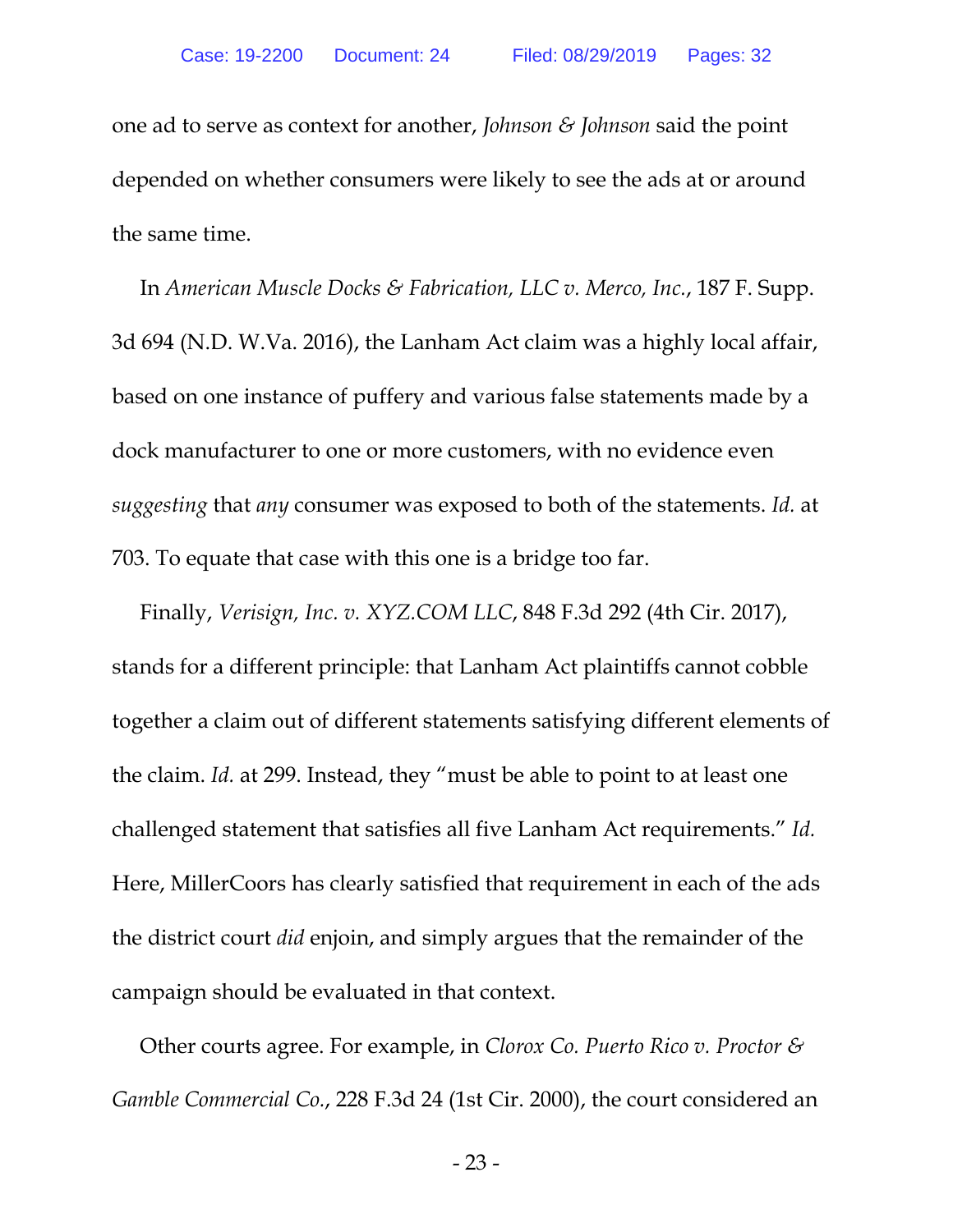one ad to serve as context for another, *Johnson & Johnson* said the point depended on whether consumers were likely to see the ads at or around the same time.

In *American Muscle Docks & Fabrication, LLC v. Merco, Inc.*, 187 F. Supp. 3d 694 (N.D. W.Va. 2016), the Lanham Act claim was a highly local affair, based on one instance of puffery and various false statements made by a dock manufacturer to one or more customers, with no evidence even *suggesting* that *any* consumer was exposed to both of the statements. *Id.* at 703. To equate that case with this one is a bridge too far.

Finally, *Verisign, Inc. v. XYZ.COM LLC*, 848 F.3d 292 (4th Cir. 2017), stands for a different principle: that Lanham Act plaintiffs cannot cobble together a claim out of different statements satisfying different elements of the claim. *Id.* at 299. Instead, they "must be able to point to at least one challenged statement that satisfies all five Lanham Act requirements." *Id.* Here, MillerCoors has clearly satisfied that requirement in each of the ads the district court *did* enjoin, and simply argues that the remainder of the campaign should be evaluated in that context.

Other courts agree. For example, in *Clorox Co. Puerto Rico v. Proctor & Gamble Commercial Co.*, 228 F.3d 24 (1st Cir. 2000), the court considered an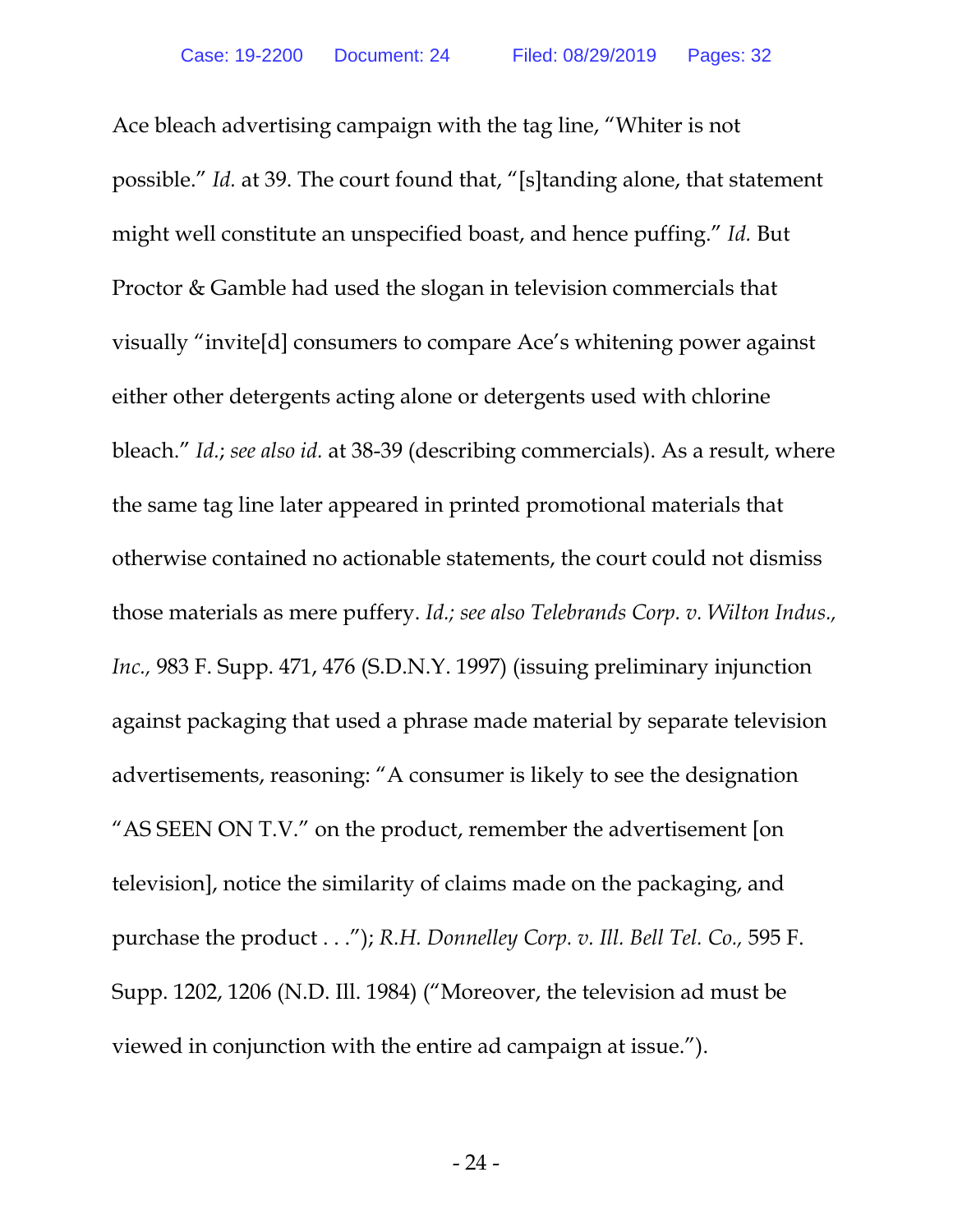Ace bleach advertising campaign with the tag line, "Whiter is not possible." *Id.* at 39. The court found that, "[s]tanding alone, that statement might well constitute an unspecified boast, and hence puffing." *Id.* But Proctor & Gamble had used the slogan in television commercials that visually "invite[d] consumers to compare Ace's whitening power against either other detergents acting alone or detergents used with chlorine bleach." *Id.*; *see also id.* at 38-39 (describing commercials). As a result, where the same tag line later appeared in printed promotional materials that otherwise contained no actionable statements, the court could not dismiss those materials as mere puffery. *Id.; see also Telebrands Corp. v. Wilton Indus., Inc.,* 983 F. Supp. 471, 476 (S.D.N.Y. 1997) (issuing preliminary injunction against packaging that used a phrase made material by separate television advertisements, reasoning: "A consumer is likely to see the designation "AS SEEN ON T.V." on the product, remember the advertisement [on television], notice the similarity of claims made on the packaging, and purchase the product . . ."); *R.H. Donnelley Corp. v. Ill. Bell Tel. Co.,* 595 F. Supp. 1202, 1206 (N.D. Ill. 1984) ("Moreover, the television ad must be viewed in conjunction with the entire ad campaign at issue.").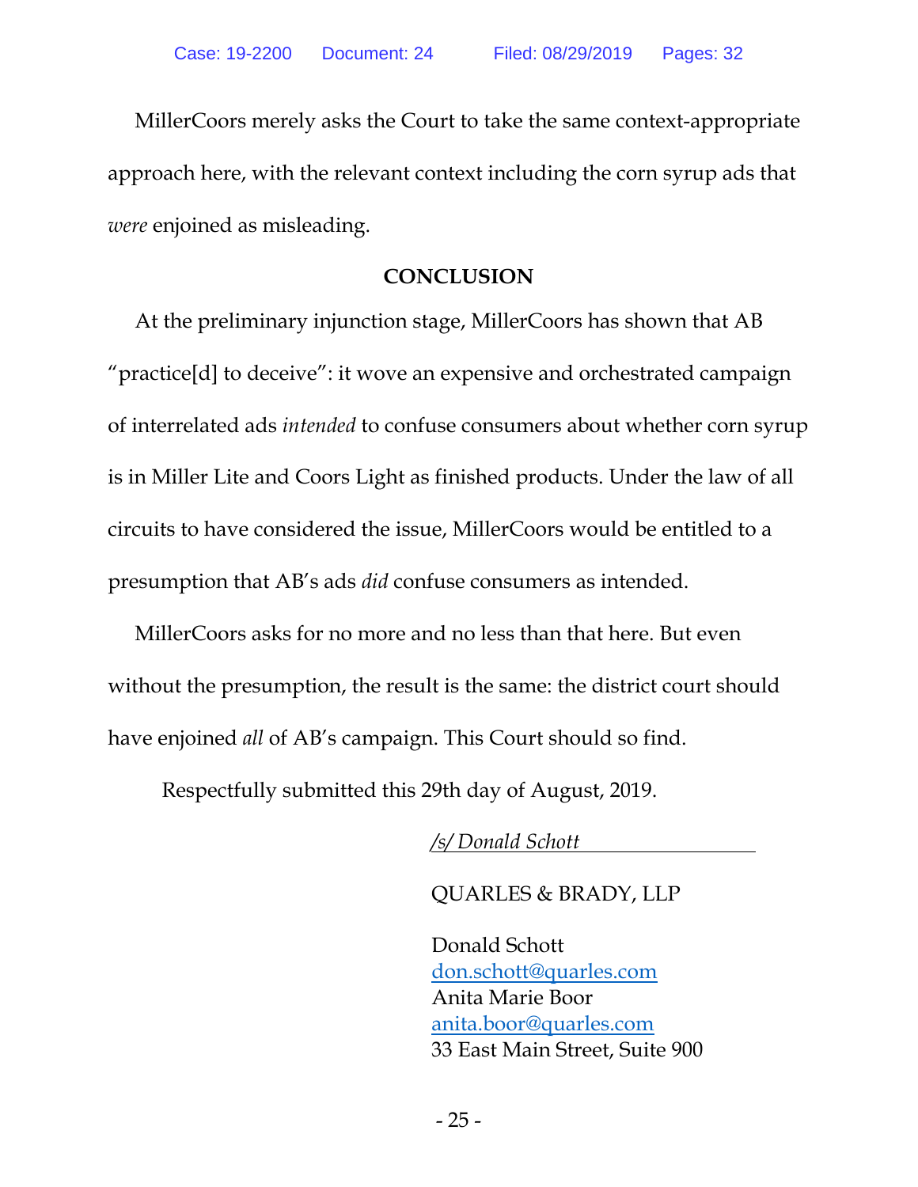MillerCoors merely asks the Court to take the same context-appropriate approach here, with the relevant context including the corn syrup ads that *were* enjoined as misleading.

## CONCLUSION

At the preliminary injunction stage, MillerCoors has shown that AB "practice[d] to deceive": it wove an expensive and orchestrated campaign of interrelated ads *intended* to confuse consumers about whether corn syrup is in Miller Lite and Coors Light as finished products. Under the law of all circuits to have considered the issue, MillerCoors would be entitled to a presumption that AB's ads *did* confuse consumers as intended.

MillerCoors asks for no more and no less than that here. But even without the presumption, the result is the same: the district court should have enjoined *all* of AB's campaign. This Court should so find.

Respectfully submitted this 29th day of August, 2019.

*/s/ Donald Schott*

QUARLES & BRADY, LLP

Donald Schott
don.schott@quarles.com
Anita Marie Boor
anita.boor@quarles.com
33 East Main Street, Suite 900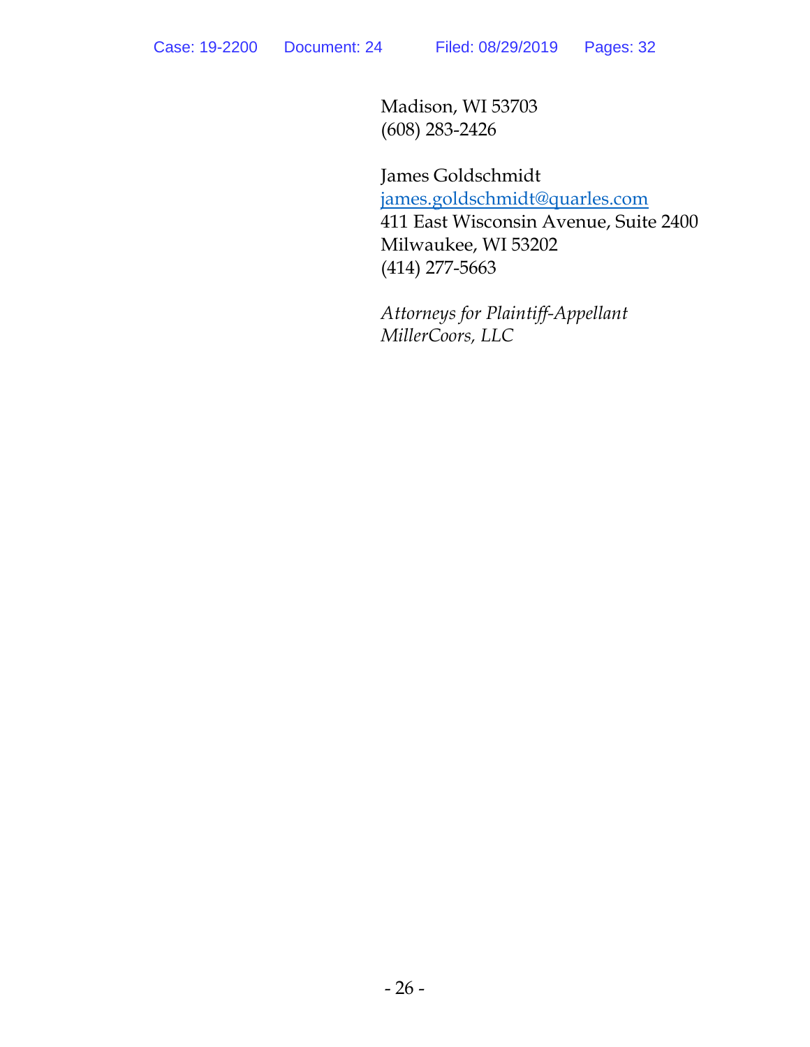Madison, WI 53703
(608) 283-2426

James Goldschmidt
james.goldschmidt@quarles.com
411 East Wisconsin Avenue, Suite 2400
Milwaukee, WI 53202
(414) 277-5663

*Attorneys for Plaintiff-Appellant MillerCoors, LLC*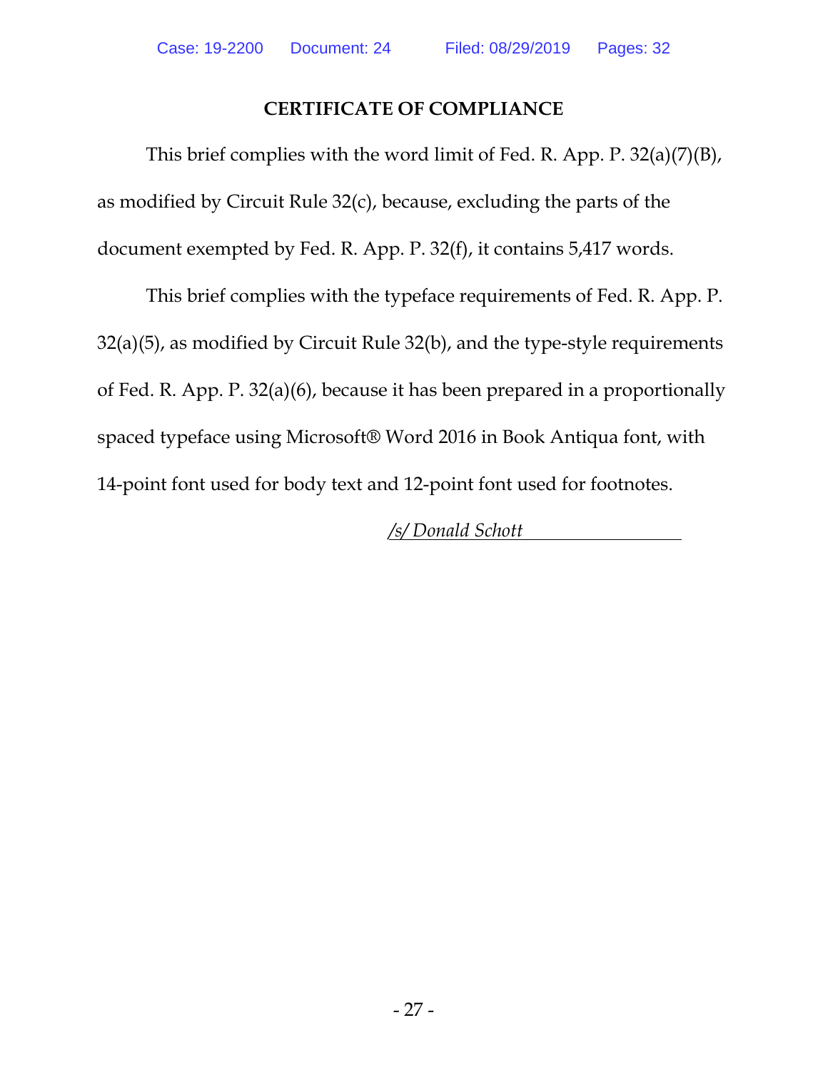## CERTIFICATE OF COMPLIANCE

This brief complies with the word limit of Fed. R. App. P. 32(a)(7)(B), as modified by Circuit Rule 32(c), because, excluding the parts of the document exempted by Fed. R. App. P. 32(f), it contains 5,417 words.

This brief complies with the typeface requirements of Fed. R. App. P. 32(a)(5), as modified by Circuit Rule 32(b), and the type-style requirements of Fed. R. App. P. 32(a)(6), because it has been prepared in a proportionally spaced typeface using Microsoft® Word 2016 in Book Antiqua font, with 14-point font used for body text and 12-point font used for footnotes.

*/s/ Donald Schott*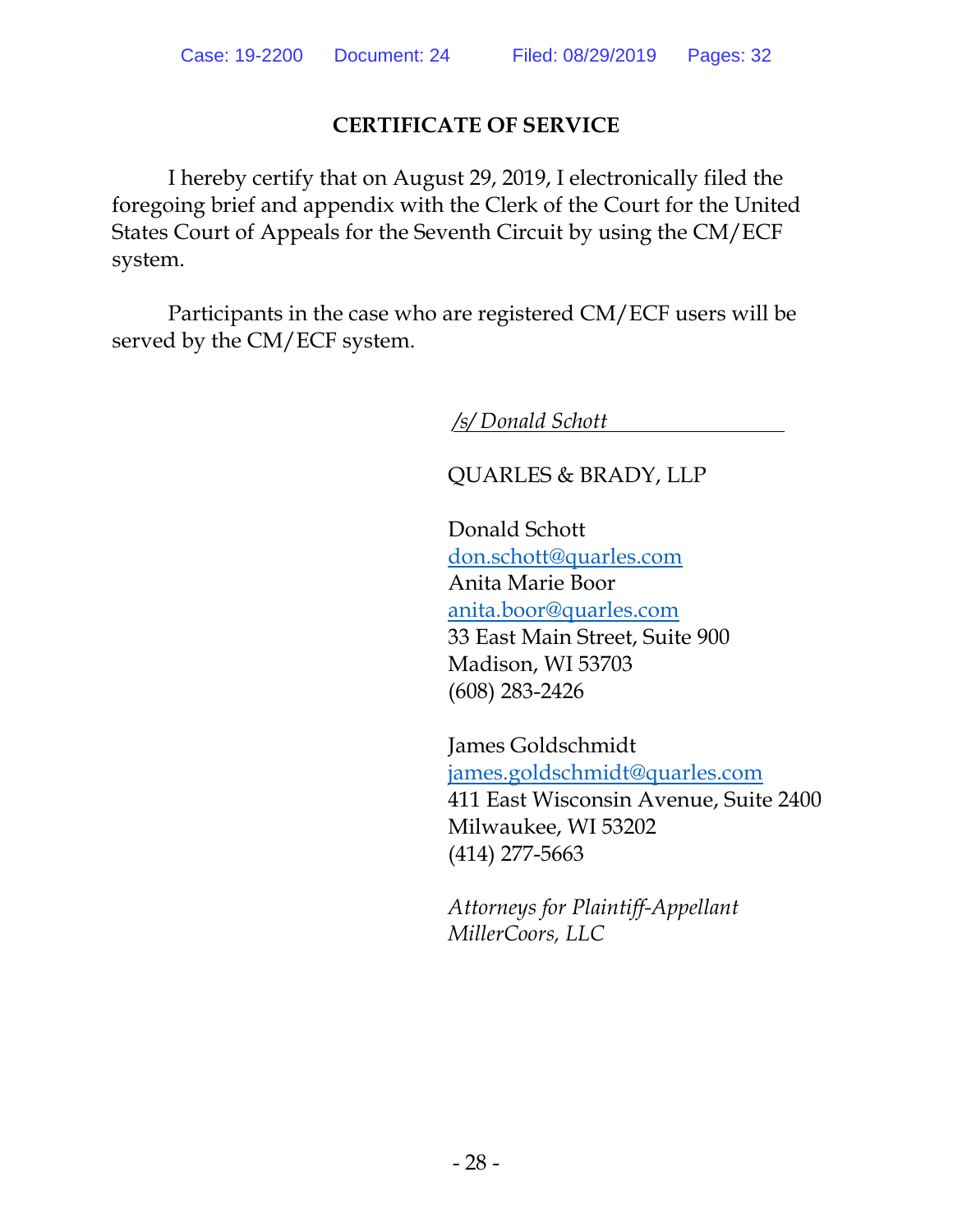**CERTIFICATE OF SERVICE**

I hereby certify that on August 29, 2019, I electronically filed the foregoing brief and appendix with the Clerk of the Court for the United States Court of Appeals for the Seventh Circuit by using the CM/ECF system.

Participants in the case who are registered CM/ECF users will be served by the CM/ECF system.

*/s/ Donald Schott*

QUARLES & BRADY, LLP

Donald Schott
don.schott@quarles.com
Anita Marie Boor
anita.boor@quarles.com
33 East Main Street, Suite 900
Madison, WI 53703
(608) 283-2426

James Goldschmidt
james.goldschmidt@quarles.com
411 East Wisconsin Avenue, Suite 2400
Milwaukee, WI 53202
(414) 277-5663

*Attorneys for Plaintiff-Appellant MillerCoors, LLC*